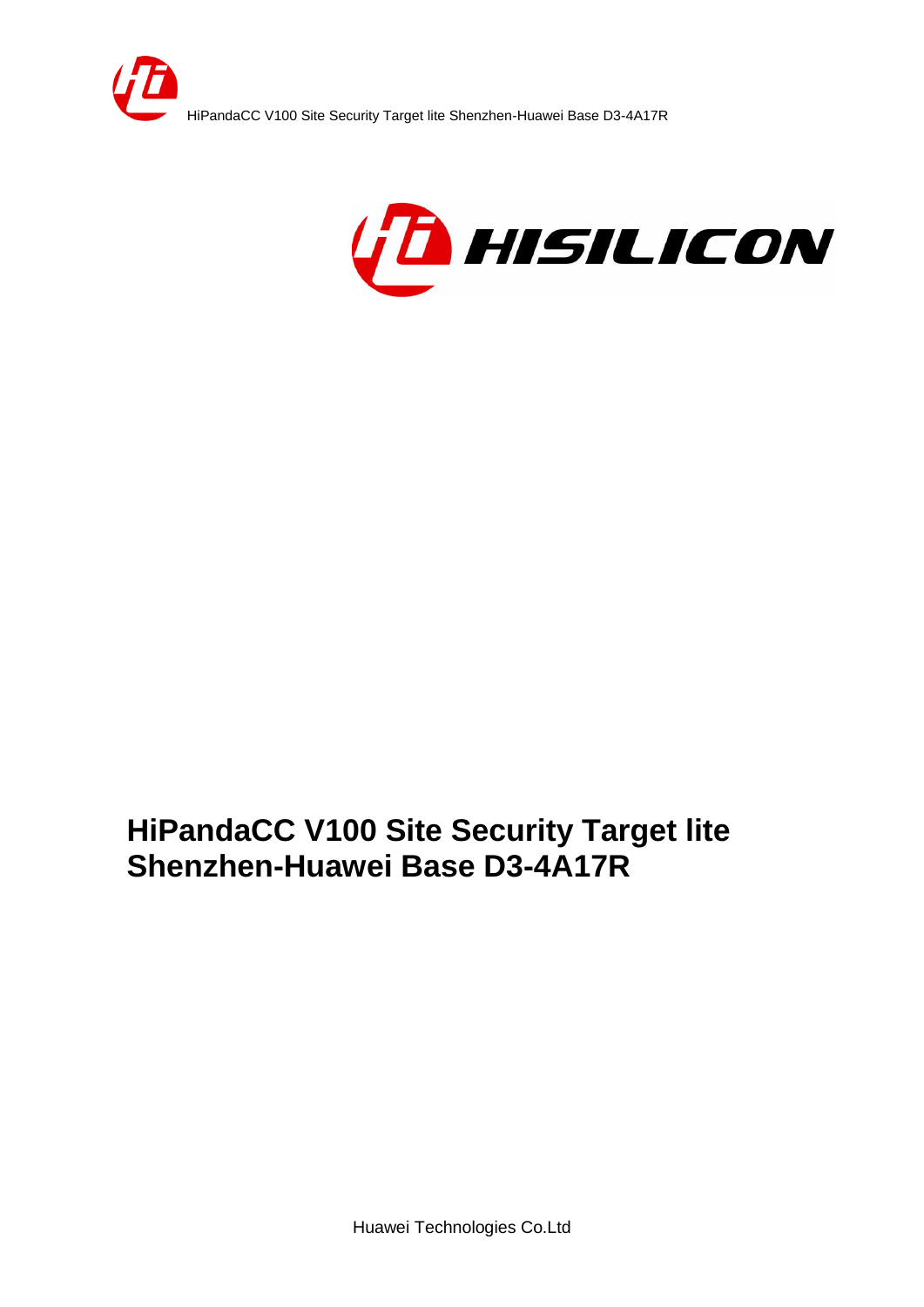# HiPandaCC V100 Site Security Target lite Shenzhen-Huawei Base D3-4A17R

Huawei Technologies Co.Ltd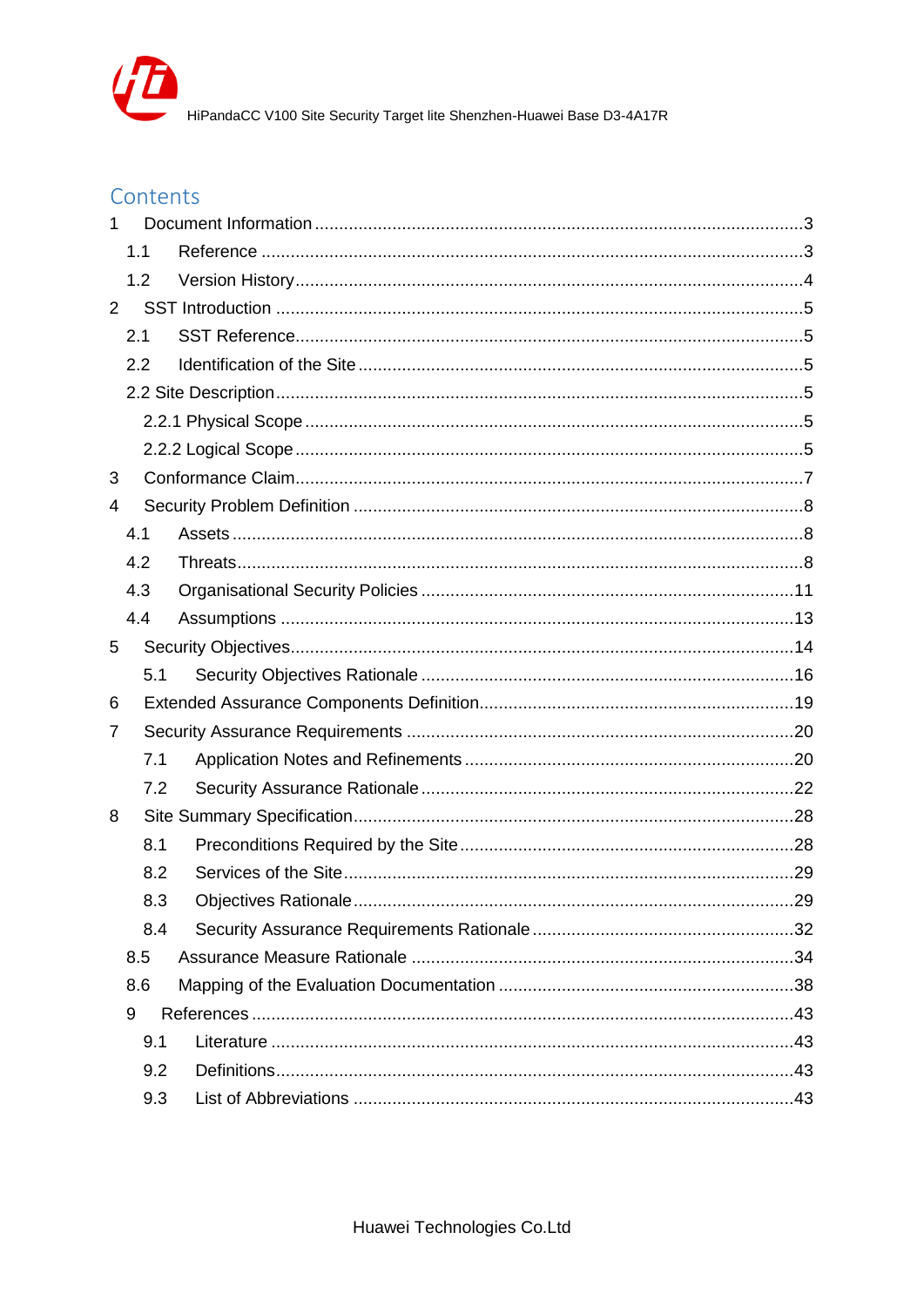# Contents

1 Document Information .......................................................................................3

1.1 Reference .......................................................................................3

1.2 Version History.......................................................................................4

2 SST Introduction .......................................................................................5

2.1 SST Reference.......................................................................................5

2.2 Identification of the Site .......................................................................................5

2.2 Site Description.......................................................................................5

2.2.1 Physical Scope .......................................................................................5

2.2.2 Logical Scope .......................................................................................5

3 Conformance Claim.......................................................................................7

4 Security Problem Definition .......................................................................................8

4.1 Assets .......................................................................................8

4.2 Threats.......................................................................................8

4.3 Organisational Security Policies .......................................................................................11

4.4 Assumptions .......................................................................................13

5 Security Objectives.......................................................................................14

5.1 Security Objectives Rationale .......................................................................................16

6 Extended Assurance Components Definition.......................................................................................19

7 Security Assurance Requirements .......................................................................................20

7.1 Application Notes and Refinements .......................................................................................20

7.2 Security Assurance Rationale .......................................................................................22

8 Site Summary Specification.......................................................................................28

8.1 Preconditions Required by the Site.......................................................................................28

8.2 Services of the Site.......................................................................................29

8.3 Objectives Rationale.......................................................................................29

8.4 Security Assurance Requirements Rationale.......................................................................................32

8.5 Assurance Measure Rationale .......................................................................................34

8.6 Mapping of the Evaluation Documentation .......................................................................................38

9 References .......................................................................................43

9.1 Literature .......................................................................................43

9.2 Definitions.......................................................................................43

9.3 List of Abbreviations .......................................................................................43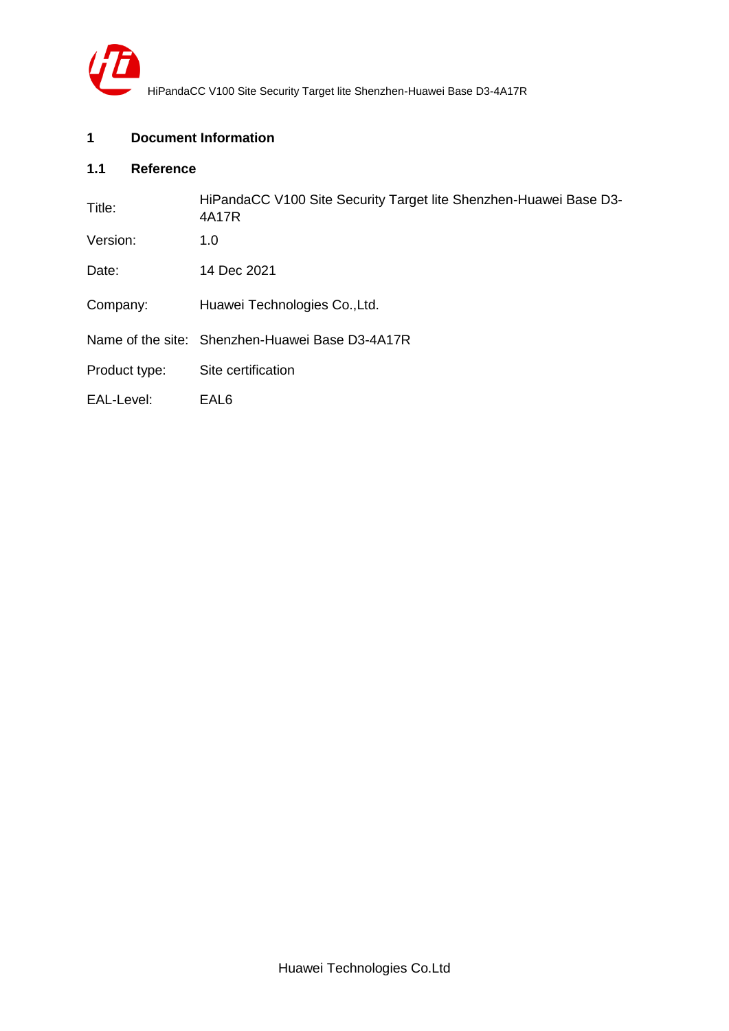# 1 Document Information

## 1.1 Reference

| | |
|---|---|
| Title: | HiPandaCC V100 Site Security Target lite Shenzhen-Huawei Base D3-4A17R |
| Version: | 1.0 |
| Date: | 14 Dec 2021 |
| Company: | Huawei Technologies Co.,Ltd. |
| Name of the site: | Shenzhen-Huawei Base D3-4A17R |
| Product type: | Site certification |
| EAL-Level: | EAL6 |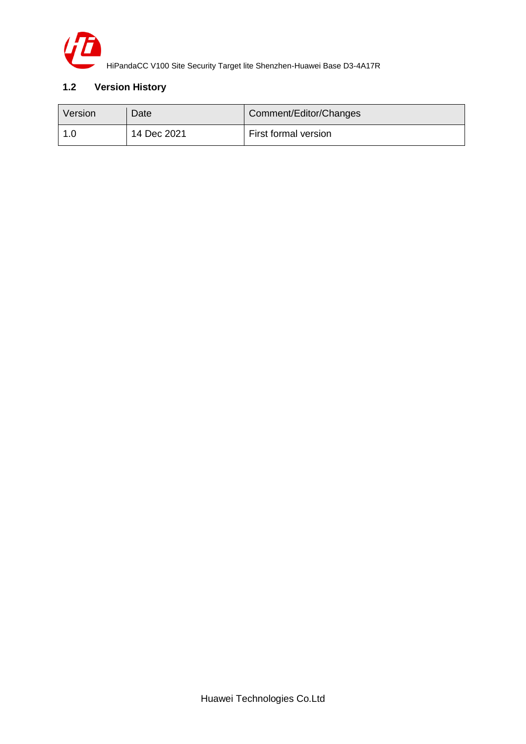## 1.2 Version History

| Version | Date | Comment/Editor/Changes |
|---|---|---|
| 1.0 | 14 Dec 2021 | First formal version |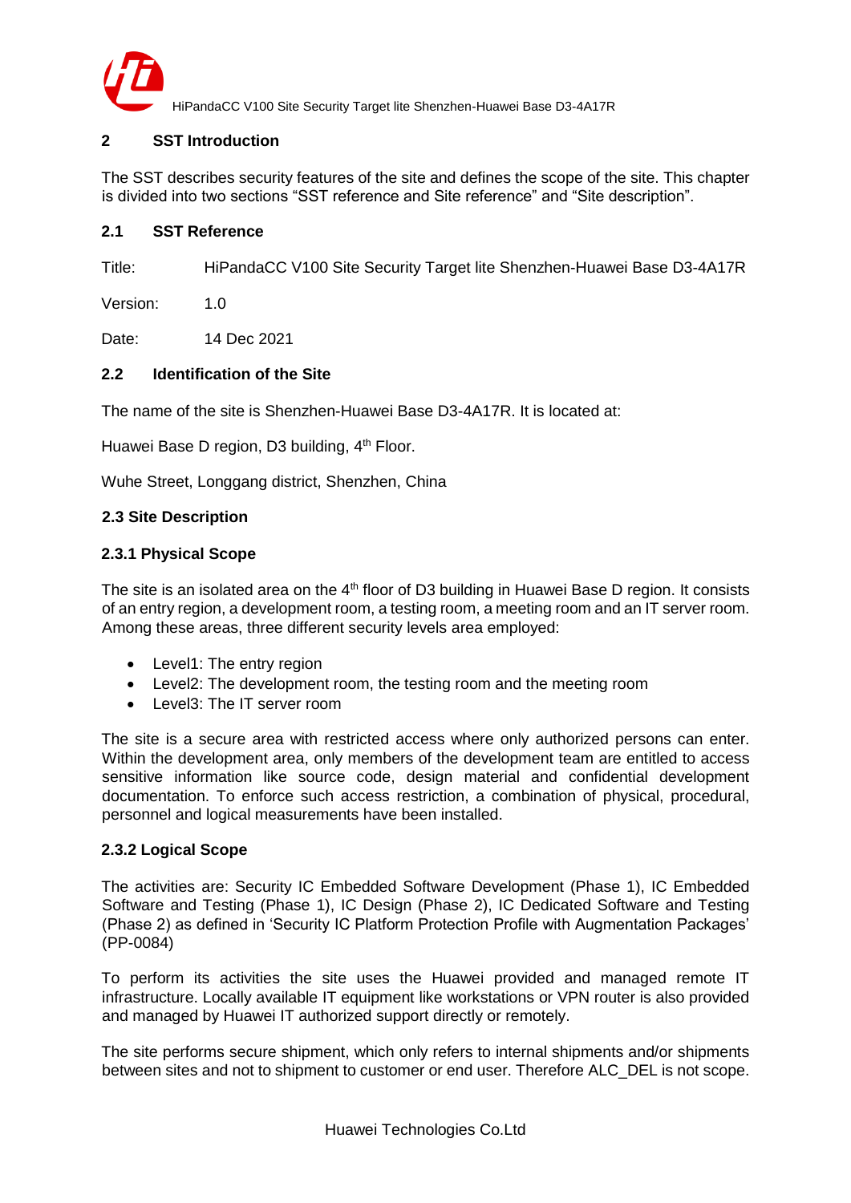## 2 SST Introduction

The SST describes security features of the site and defines the scope of the site. This chapter is divided into two sections "SST reference and Site reference" and "Site description".

### 2.1 SST Reference

Title: HiPandaCC V100 Site Security Target lite Shenzhen-Huawei Base D3-4A17R

Version: 1.0

Date: 14 Dec 2021

### 2.2 Identification of the Site

The name of the site is Shenzhen-Huawei Base D3-4A17R. It is located at:

Huawei Base D region, D3 building, 4th Floor.

Wuhe Street, Longgang district, Shenzhen, China

### 2.3 Site Description

#### 2.3.1 Physical Scope

The site is an isolated area on the 4th floor of D3 building in Huawei Base D region. It consists of an entry region, a development room, a testing room, a meeting room and an IT server room. Among these areas, three different security levels area employed:

- Level1: The entry region
- Level2: The development room, the testing room and the meeting room
- Level3: The IT server room

The site is a secure area with restricted access where only authorized persons can enter. Within the development area, only members of the development team are entitled to access sensitive information like source code, design material and confidential development documentation. To enforce such access restriction, a combination of physical, procedural, personnel and logical measurements have been installed.

#### 2.3.2 Logical Scope

The activities are: Security IC Embedded Software Development (Phase 1), IC Embedded Software and Testing (Phase 1), IC Design (Phase 2), IC Dedicated Software and Testing (Phase 2) as defined in 'Security IC Platform Protection Profile with Augmentation Packages' (PP-0084)

To perform its activities the site uses the Huawei provided and managed remote IT infrastructure. Locally available IT equipment like workstations or VPN router is also provided and managed by Huawei IT authorized support directly or remotely.

The site performs secure shipment, which only refers to internal shipments and/or shipments between sites and not to shipment to customer or end user. Therefore ALC_DEL is not scope.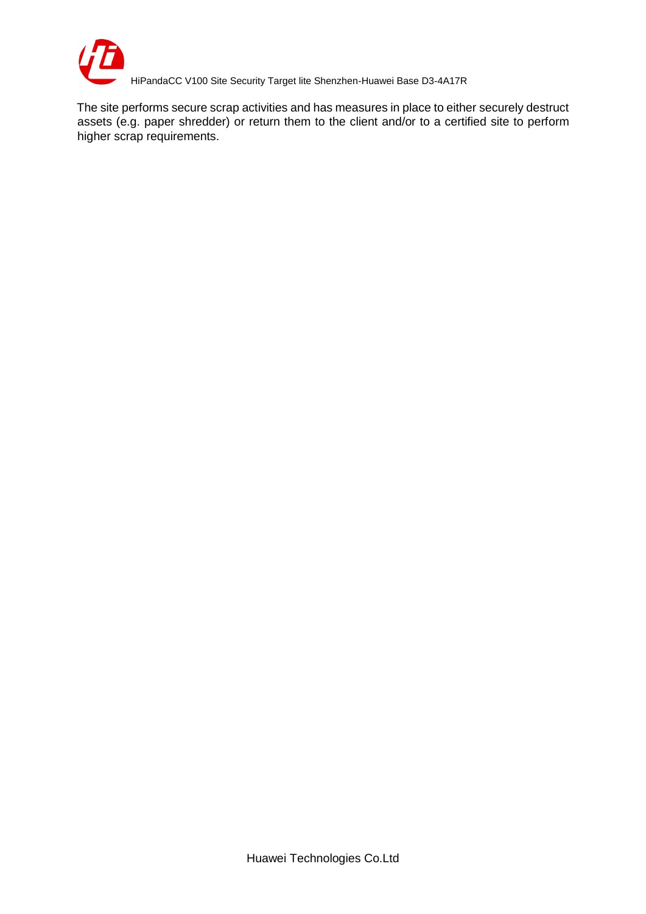The site performs secure scrap activities and has measures in place to either securely destruct assets (e.g. paper shredder) or return them to the client and/or to a certified site to perform higher scrap requirements.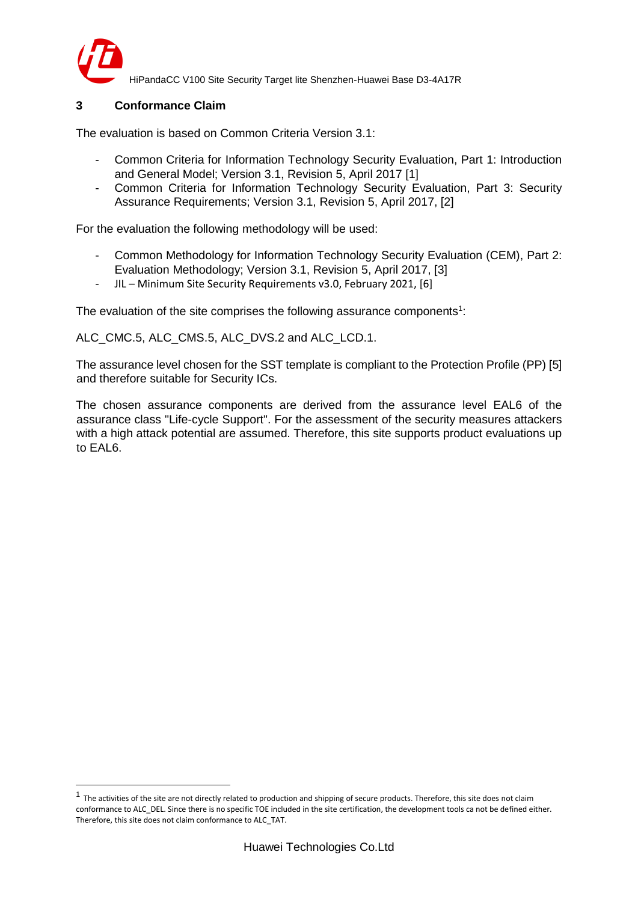## 3 Conformance Claim

The evaluation is based on Common Criteria Version 3.1:

- Common Criteria for Information Technology Security Evaluation, Part 1: Introduction and General Model; Version 3.1, Revision 5, April 2017 [1]
- Common Criteria for Information Technology Security Evaluation, Part 3: Security Assurance Requirements; Version 3.1, Revision 5, April 2017, [2]

For the evaluation the following methodology will be used:

- Common Methodology for Information Technology Security Evaluation (CEM), Part 2: Evaluation Methodology; Version 3.1, Revision 5, April 2017, [3]
- JIL – Minimum Site Security Requirements v3.0, February 2021, [6]

The evaluation of the site comprises the following assurance components[1]:

ALC_CMC.5, ALC_CMS.5, ALC_DVS.2 and ALC_LCD.1.

The assurance level chosen for the SST template is compliant to the Protection Profile (PP) [5] and therefore suitable for Security ICs.

The chosen assurance components are derived from the assurance level EAL6 of the assurance class "Life-cycle Support". For the assessment of the security measures attackers with a high attack potential are assumed. Therefore, this site supports product evaluations up to EAL6.

[1] The activities of the site are not directly related to production and shipping of secure products. Therefore, this site does not claim conformance to ALC_DEL. Since there is no specific TOE included in the site certification, the development tools ca not be defined either. Therefore, this site does not claim conformance to ALC_TAT.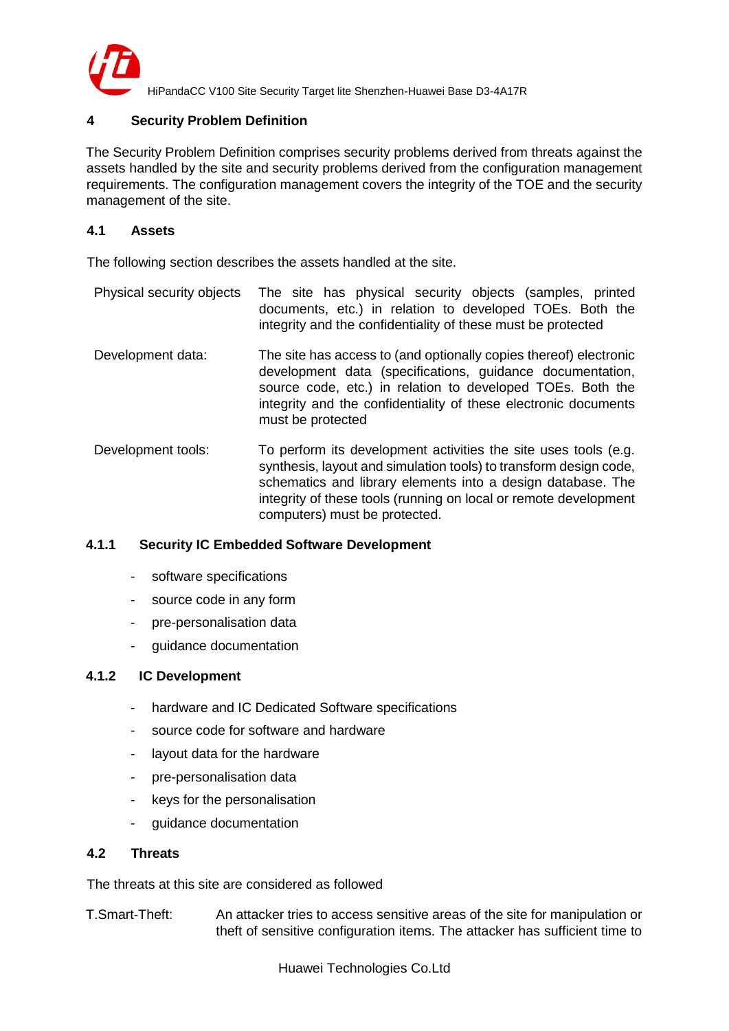# 4 Security Problem Definition

The Security Problem Definition comprises security problems derived from threats against the assets handled by the site and security problems derived from the configuration management requirements. The configuration management covers the integrity of the TOE and the security management of the site.

## 4.1 Assets

The following section describes the assets handled at the site.

Physical security objects: The site has physical security objects (samples, printed documents, etc.) in relation to developed TOEs. Both the integrity and the confidentiality of these must be protected

Development data: The site has access to (and optionally copies thereof) electronic development data (specifications, guidance documentation, source code, etc.) in relation to developed TOEs. Both the integrity and the confidentiality of these electronic documents must be protected

Development tools: To perform its development activities the site uses tools (e.g. synthesis, layout and simulation tools) to transform design code, schematics and library elements into a design database. The integrity of these tools (running on local or remote development computers) must be protected.

### 4.1.1 Security IC Embedded Software Development

- software specifications
- source code in any form
- pre-personalisation data
- guidance documentation

### 4.1.2 IC Development

- hardware and IC Dedicated Software specifications
- source code for software and hardware
- layout data for the hardware
- pre-personalisation data
- keys for the personalisation
- guidance documentation

## 4.2 Threats

The threats at this site are considered as followed

T.Smart-Theft: An attacker tries to access sensitive areas of the site for manipulation or theft of sensitive configuration items. The attacker has sufficient time to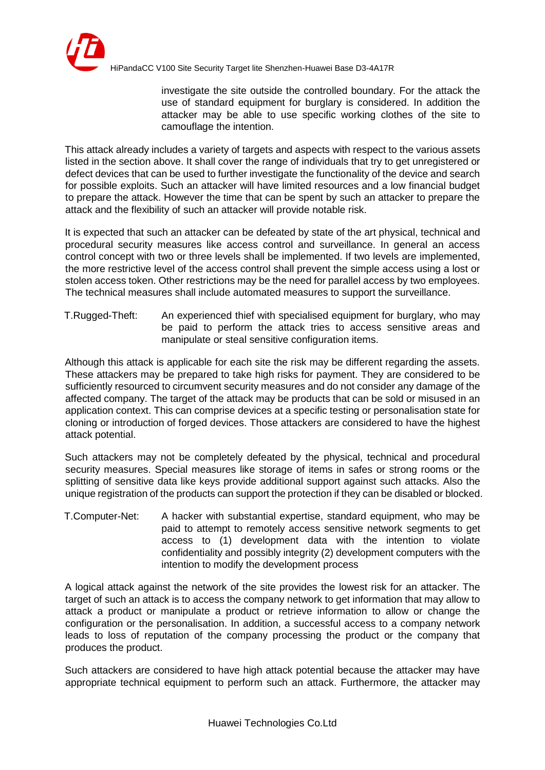investigate the site outside the controlled boundary. For the attack the use of standard equipment for burglary is considered. In addition the attacker may be able to use specific working clothes of the site to camouflage the intention.

This attack already includes a variety of targets and aspects with respect to the various assets listed in the section above. It shall cover the range of individuals that try to get unregistered or defect devices that can be used to further investigate the functionality of the device and search for possible exploits. Such an attacker will have limited resources and a low financial budget to prepare the attack. However the time that can be spent by such an attacker to prepare the attack and the flexibility of such an attacker will provide notable risk.

It is expected that such an attacker can be defeated by state of the art physical, technical and procedural security measures like access control and surveillance. In general an access control concept with two or three levels shall be implemented. If two levels are implemented, the more restrictive level of the access control shall prevent the simple access using a lost or stolen access token. Other restrictions may be the need for parallel access by two employees. The technical measures shall include automated measures to support the surveillance.

T.Rugged-Theft: An experienced thief with specialised equipment for burglary, who may be paid to perform the attack tries to access sensitive areas and manipulate or steal sensitive configuration items.

Although this attack is applicable for each site the risk may be different regarding the assets. These attackers may be prepared to take high risks for payment. They are considered to be sufficiently resourced to circumvent security measures and do not consider any damage of the affected company. The target of the attack may be products that can be sold or misused in an application context. This can comprise devices at a specific testing or personalisation state for cloning or introduction of forged devices. Those attackers are considered to have the highest attack potential.

Such attackers may not be completely defeated by the physical, technical and procedural security measures. Special measures like storage of items in safes or strong rooms or the splitting of sensitive data like keys provide additional support against such attacks. Also the unique registration of the products can support the protection if they can be disabled or blocked.

T.Computer-Net: A hacker with substantial expertise, standard equipment, who may be paid to attempt to remotely access sensitive network segments to get access to (1) development data with the intention to violate confidentiality and possibly integrity (2) development computers with the intention to modify the development process

A logical attack against the network of the site provides the lowest risk for an attacker. The target of such an attack is to access the company network to get information that may allow to attack a product or manipulate a product or retrieve information to allow or change the configuration or the personalisation. In addition, a successful access to a company network leads to loss of reputation of the company processing the product or the company that produces the product.

Such attackers are considered to have high attack potential because the attacker may have appropriate technical equipment to perform such an attack. Furthermore, the attacker may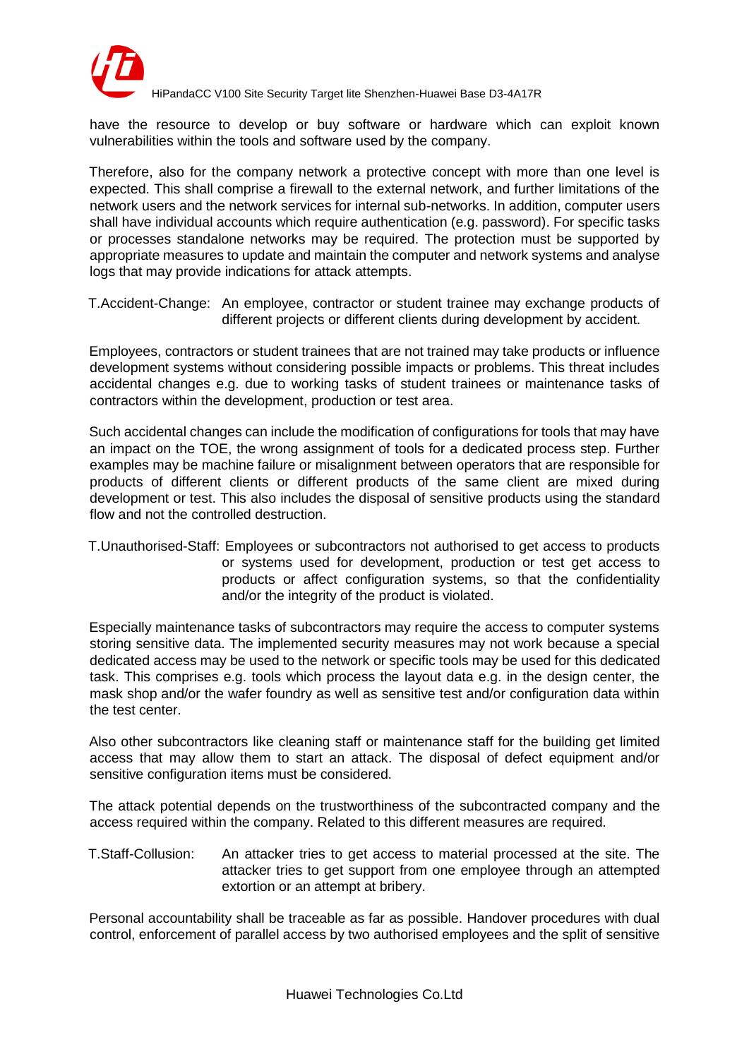have the resource to develop or buy software or hardware which can exploit known vulnerabilities within the tools and software used by the company.

Therefore, also for the company network a protective concept with more than one level is expected. This shall comprise a firewall to the external network, and further limitations of the network users and the network services for internal sub-networks. In addition, computer users shall have individual accounts which require authentication (e.g. password). For specific tasks or processes standalone networks may be required. The protection must be supported by appropriate measures to update and maintain the computer and network systems and analyse logs that may provide indications for attack attempts.

T.Accident-Change: An employee, contractor or student trainee may exchange products of different projects or different clients during development by accident.

Employees, contractors or student trainees that are not trained may take products or influence development systems without considering possible impacts or problems. This threat includes accidental changes e.g. due to working tasks of student trainees or maintenance tasks of contractors within the development, production or test area.

Such accidental changes can include the modification of configurations for tools that may have an impact on the TOE, the wrong assignment of tools for a dedicated process step. Further examples may be machine failure or misalignment between operators that are responsible for products of different clients or different products of the same client are mixed during development or test. This also includes the disposal of sensitive products using the standard flow and not the controlled destruction.

T.Unauthorised-Staff: Employees or subcontractors not authorised to get access to products or systems used for development, production or test get access to products or affect configuration systems, so that the confidentiality and/or the integrity of the product is violated.

Especially maintenance tasks of subcontractors may require the access to computer systems storing sensitive data. The implemented security measures may not work because a special dedicated access may be used to the network or specific tools may be used for this dedicated task. This comprises e.g. tools which process the layout data e.g. in the design center, the mask shop and/or the wafer foundry as well as sensitive test and/or configuration data within the test center.

Also other subcontractors like cleaning staff or maintenance staff for the building get limited access that may allow them to start an attack. The disposal of defect equipment and/or sensitive configuration items must be considered.

The attack potential depends on the trustworthiness of the subcontracted company and the access required within the company. Related to this different measures are required.

T.Staff-Collusion: An attacker tries to get access to material processed at the site. The attacker tries to get support from one employee through an attempted extortion or an attempt at bribery.

Personal accountability shall be traceable as far as possible. Handover procedures with dual control, enforcement of parallel access by two authorised employees and the split of sensitive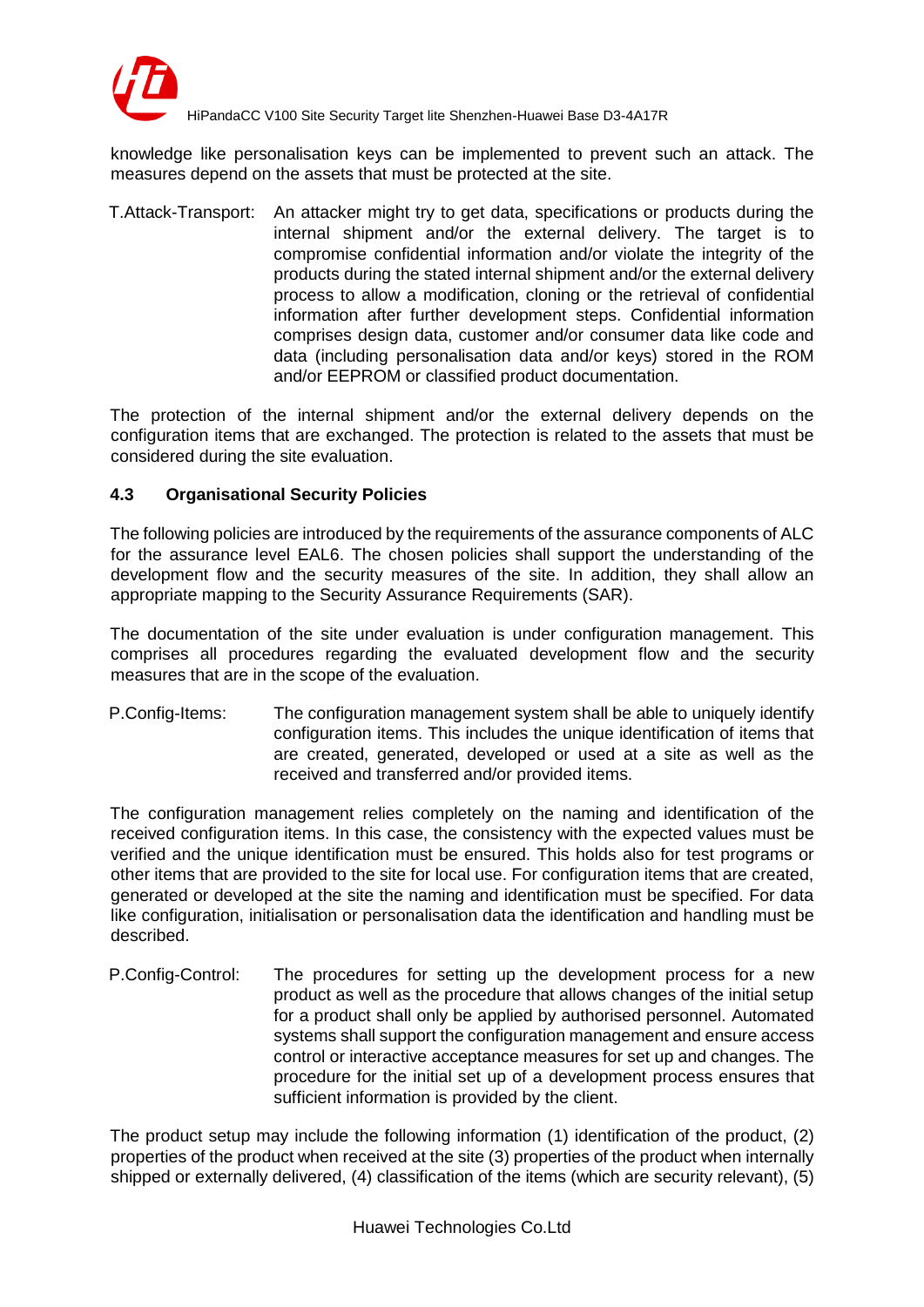knowledge like personalisation keys can be implemented to prevent such an attack. The measures depend on the assets that must be protected at the site.

T.Attack-Transport: An attacker might try to get data, specifications or products during the internal shipment and/or the external delivery. The target is to compromise confidential information and/or violate the integrity of the products during the stated internal shipment and/or the external delivery process to allow a modification, cloning or the retrieval of confidential information after further development steps. Confidential information comprises design data, customer and/or consumer data like code and data (including personalisation data and/or keys) stored in the ROM and/or EEPROM or classified product documentation.

The protection of the internal shipment and/or the external delivery depends on the configuration items that are exchanged. The protection is related to the assets that must be considered during the site evaluation.

### 4.3 Organisational Security Policies

The following policies are introduced by the requirements of the assurance components of ALC for the assurance level EAL6. The chosen policies shall support the understanding of the development flow and the security measures of the site. In addition, they shall allow an appropriate mapping to the Security Assurance Requirements (SAR).

The documentation of the site under evaluation is under configuration management. This comprises all procedures regarding the evaluated development flow and the security measures that are in the scope of the evaluation.

P.Config-Items: The configuration management system shall be able to uniquely identify configuration items. This includes the unique identification of items that are created, generated, developed or used at a site as well as the received and transferred and/or provided items.

The configuration management relies completely on the naming and identification of the received configuration items. In this case, the consistency with the expected values must be verified and the unique identification must be ensured. This holds also for test programs or other items that are provided to the site for local use. For configuration items that are created, generated or developed at the site the naming and identification must be specified. For data like configuration, initialisation or personalisation data the identification and handling must be described.

P.Config-Control: The procedures for setting up the development process for a new product as well as the procedure that allows changes of the initial setup for a product shall only be applied by authorised personnel. Automated systems shall support the configuration management and ensure access control or interactive acceptance measures for set up and changes. The procedure for the initial set up of a development process ensures that sufficient information is provided by the client.

The product setup may include the following information (1) identification of the product, (2) properties of the product when received at the site (3) properties of the product when internally shipped or externally delivered, (4) classification of the items (which are security relevant), (5)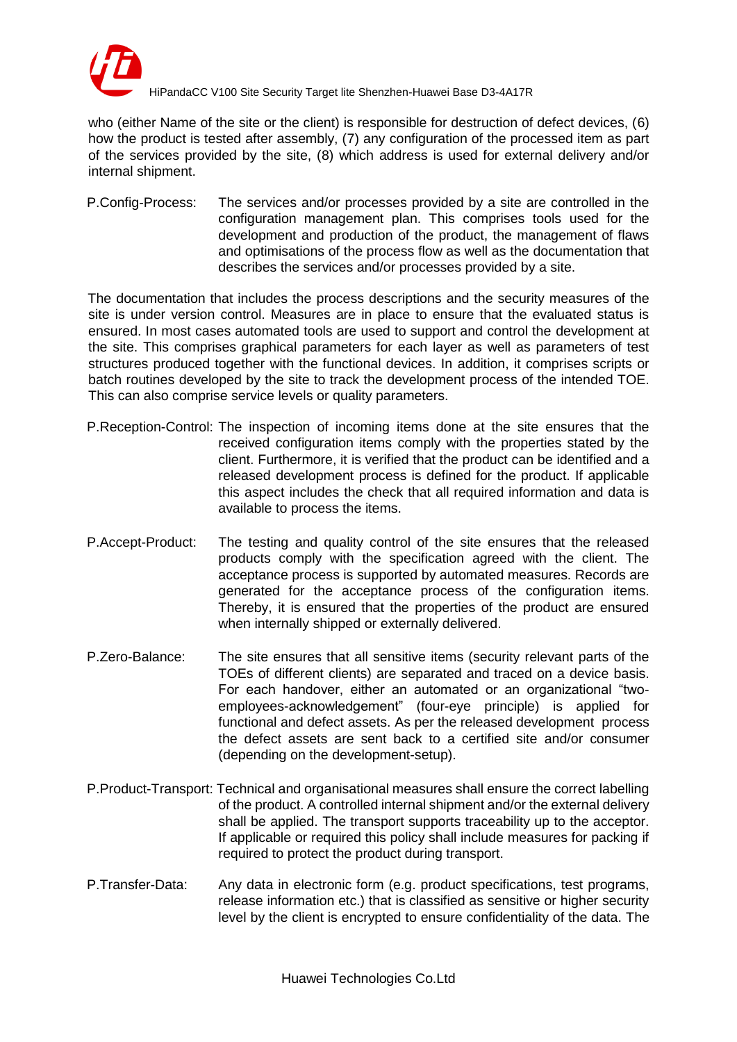who (either Name of the site or the client) is responsible for destruction of defect devices, (6) how the product is tested after assembly, (7) any configuration of the processed item as part of the services provided by the site, (8) which address is used for external delivery and/or internal shipment.

P.Config-Process: The services and/or processes provided by a site are controlled in the configuration management plan. This comprises tools used for the development and production of the product, the management of flaws and optimisations of the process flow as well as the documentation that describes the services and/or processes provided by a site.

The documentation that includes the process descriptions and the security measures of the site is under version control. Measures are in place to ensure that the evaluated status is ensured. In most cases automated tools are used to support and control the development at the site. This comprises graphical parameters for each layer as well as parameters of test structures produced together with the functional devices. In addition, it comprises scripts or batch routines developed by the site to track the development process of the intended TOE. This can also comprise service levels or quality parameters.

P.Reception-Control: The inspection of incoming items done at the site ensures that the received configuration items comply with the properties stated by the client. Furthermore, it is verified that the product can be identified and a released development process is defined for the product. If applicable this aspect includes the check that all required information and data is available to process the items.

P.Accept-Product: The testing and quality control of the site ensures that the released products comply with the specification agreed with the client. The acceptance process is supported by automated measures. Records are generated for the acceptance process of the configuration items. Thereby, it is ensured that the properties of the product are ensured when internally shipped or externally delivered.

P.Zero-Balance: The site ensures that all sensitive items (security relevant parts of the TOEs of different clients) are separated and traced on a device basis. For each handover, either an automated or an organizational "two-employees-acknowledgement" (four-eye principle) is applied for functional and defect assets. As per the released development process the defect assets are sent back to a certified site and/or consumer (depending on the development-setup).

P.Product-Transport: Technical and organisational measures shall ensure the correct labelling of the product. A controlled internal shipment and/or the external delivery shall be applied. The transport supports traceability up to the acceptor. If applicable or required this policy shall include measures for packing if required to protect the product during transport.

P.Transfer-Data: Any data in electronic form (e.g. product specifications, test programs, release information etc.) that is classified as sensitive or higher security level by the client is encrypted to ensure confidentiality of the data. The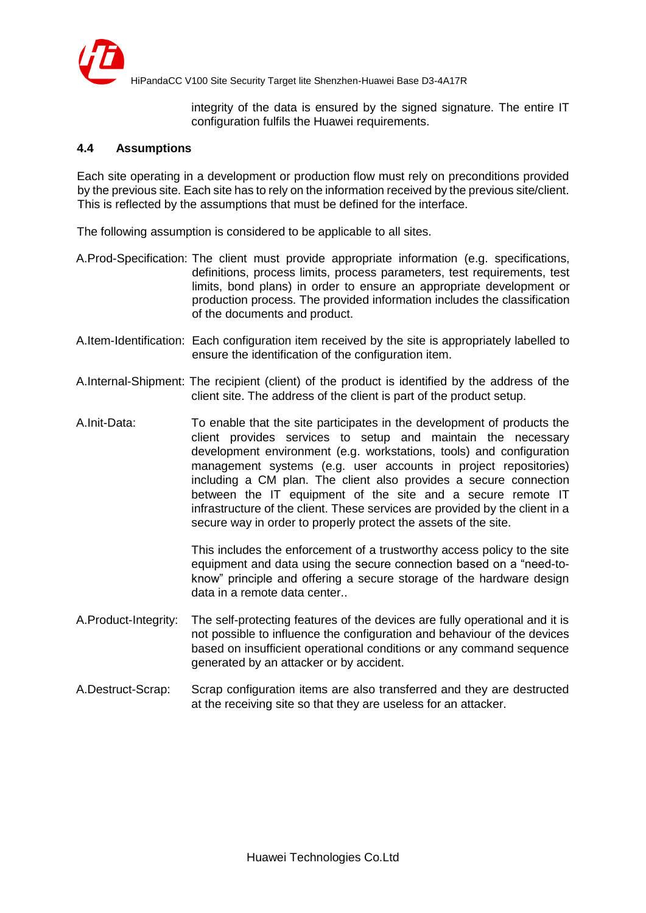integrity of the data is ensured by the signed signature. The entire IT configuration fulfils the Huawei requirements.

### 4.4 Assumptions

Each site operating in a development or production flow must rely on preconditions provided by the previous site. Each site has to rely on the information received by the previous site/client. This is reflected by the assumptions that must be defined for the interface.

The following assumption is considered to be applicable to all sites.

A.Prod-Specification: The client must provide appropriate information (e.g. specifications, definitions, process limits, process parameters, test requirements, test limits, bond plans) in order to ensure an appropriate development or production process. The provided information includes the classification of the documents and product.

A.Item-Identification: Each configuration item received by the site is appropriately labelled to ensure the identification of the configuration item.

A.Internal-Shipment: The recipient (client) of the product is identified by the address of the client site. The address of the client is part of the product setup.

A.Init-Data: To enable that the site participates in the development of products the client provides services to setup and maintain the necessary development environment (e.g. workstations, tools) and configuration management systems (e.g. user accounts in project repositories) including a CM plan. The client also provides a secure connection between the IT equipment of the site and a secure remote IT infrastructure of the client. These services are provided by the client in a secure way in order to properly protect the assets of the site.

This includes the enforcement of a trustworthy access policy to the site equipment and data using the secure connection based on a "need-to-know" principle and offering a secure storage of the hardware design data in a remote data center..

A.Product-Integrity: The self-protecting features of the devices are fully operational and it is not possible to influence the configuration and behaviour of the devices based on insufficient operational conditions or any command sequence generated by an attacker or by accident.

A.Destruct-Scrap: Scrap configuration items are also transferred and they are destructed at the receiving site so that they are useless for an attacker.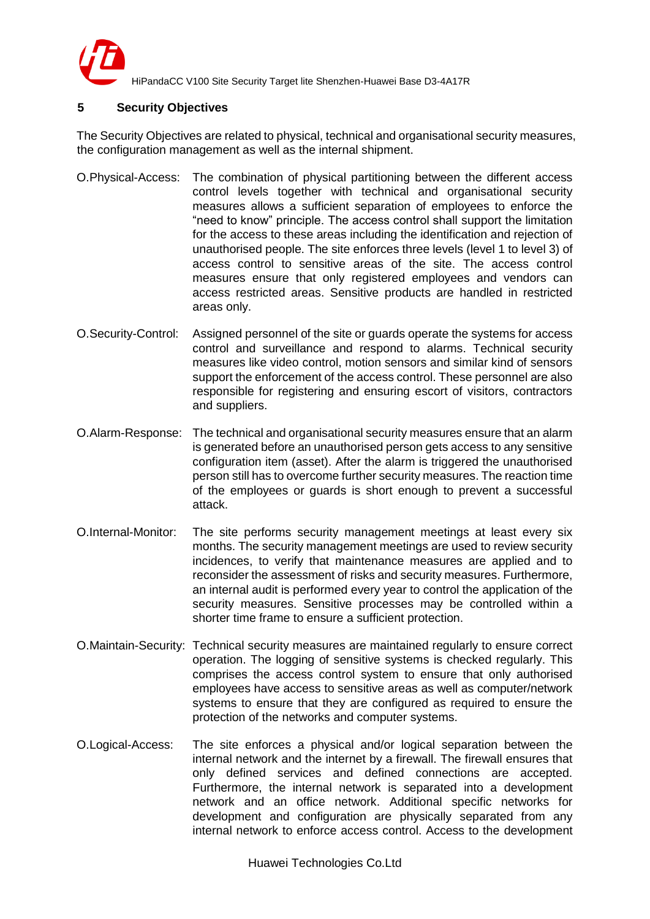## 5 Security Objectives

The Security Objectives are related to physical, technical and organisational security measures, the configuration management as well as the internal shipment.

O.Physical-Access: The combination of physical partitioning between the different access control levels together with technical and organisational security measures allows a sufficient separation of employees to enforce the "need to know" principle. The access control shall support the limitation for the access to these areas including the identification and rejection of unauthorised people. The site enforces three levels (level 1 to level 3) of access control to sensitive areas of the site. The access control measures ensure that only registered employees and vendors can access restricted areas. Sensitive products are handled in restricted areas only.

O.Security-Control: Assigned personnel of the site or guards operate the systems for access control and surveillance and respond to alarms. Technical security measures like video control, motion sensors and similar kind of sensors support the enforcement of the access control. These personnel are also responsible for registering and ensuring escort of visitors, contractors and suppliers.

O.Alarm-Response: The technical and organisational security measures ensure that an alarm is generated before an unauthorised person gets access to any sensitive configuration item (asset). After the alarm is triggered the unauthorised person still has to overcome further security measures. The reaction time of the employees or guards is short enough to prevent a successful attack.

O.Internal-Monitor: The site performs security management meetings at least every six months. The security management meetings are used to review security incidences, to verify that maintenance measures are applied and to reconsider the assessment of risks and security measures. Furthermore, an internal audit is performed every year to control the application of the security measures. Sensitive processes may be controlled within a shorter time frame to ensure a sufficient protection.

O.Maintain-Security: Technical security measures are maintained regularly to ensure correct operation. The logging of sensitive systems is checked regularly. This comprises the access control system to ensure that only authorised employees have access to sensitive areas as well as computer/network systems to ensure that they are configured as required to ensure the protection of the networks and computer systems.

O.Logical-Access: The site enforces a physical and/or logical separation between the internal network and the internet by a firewall. The firewall ensures that only defined services and defined connections are accepted. Furthermore, the internal network is separated into a development network and an office network. Additional specific networks for development and configuration are physically separated from any internal network to enforce access control. Access to the development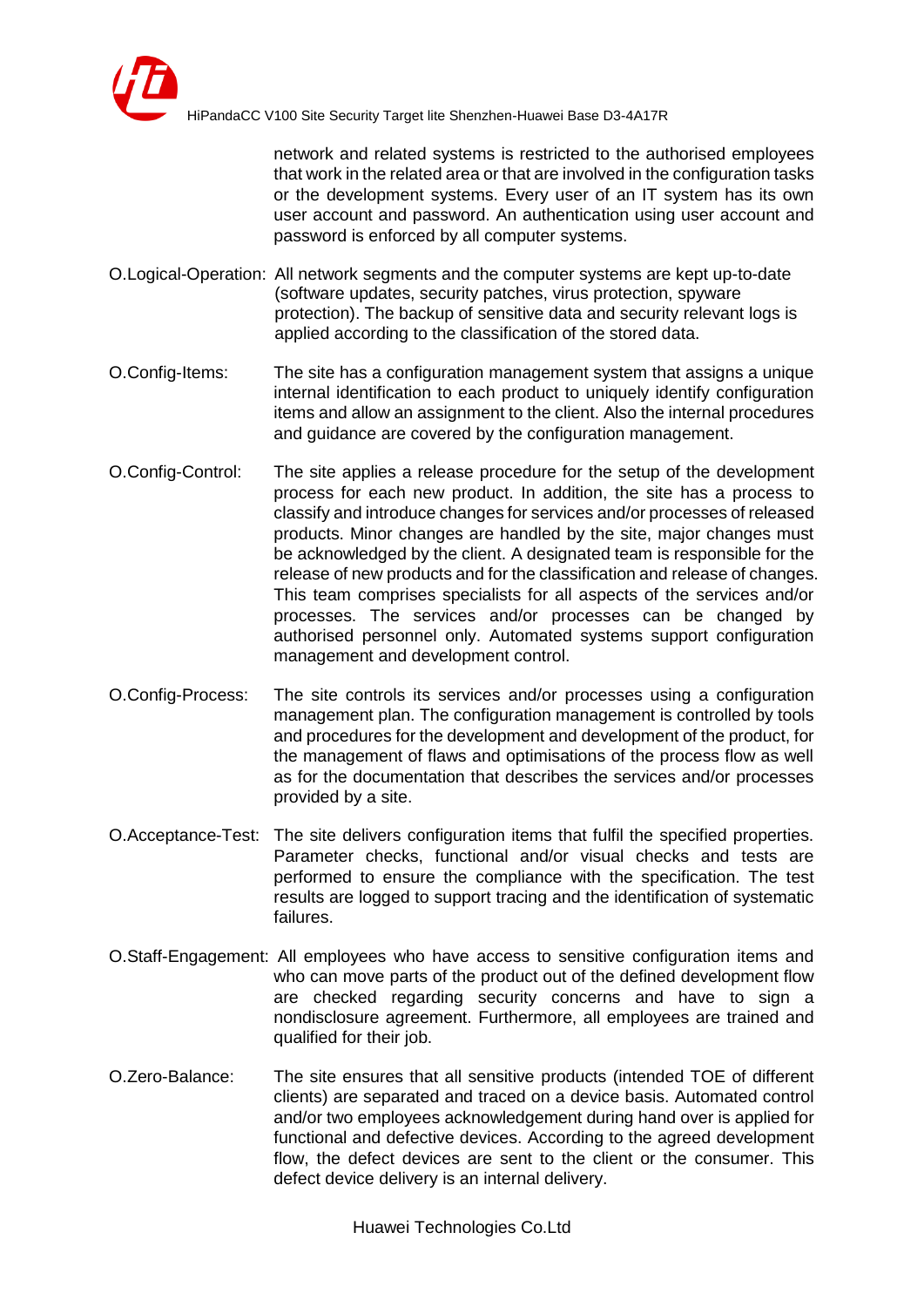network and related systems is restricted to the authorised employees that work in the related area or that are involved in the configuration tasks or the development systems. Every user of an IT system has its own user account and password. An authentication using user account and password is enforced by all computer systems.

O.Logical-Operation: All network segments and the computer systems are kept up-to-date (software updates, security patches, virus protection, spyware protection). The backup of sensitive data and security relevant logs is applied according to the classification of the stored data.

O.Config-Items: The site has a configuration management system that assigns a unique internal identification to each product to uniquely identify configuration items and allow an assignment to the client. Also the internal procedures and guidance are covered by the configuration management.

O.Config-Control: The site applies a release procedure for the setup of the development process for each new product. In addition, the site has a process to classify and introduce changes for services and/or processes of released products. Minor changes are handled by the site, major changes must be acknowledged by the client. A designated team is responsible for the release of new products and for the classification and release of changes. This team comprises specialists for all aspects of the services and/or processes. The services and/or processes can be changed by authorised personnel only. Automated systems support configuration management and development control.

O.Config-Process: The site controls its services and/or processes using a configuration management plan. The configuration management is controlled by tools and procedures for the development and development of the product, for the management of flaws and optimisations of the process flow as well as for the documentation that describes the services and/or processes provided by a site.

O.Acceptance-Test: The site delivers configuration items that fulfil the specified properties. Parameter checks, functional and/or visual checks and tests are performed to ensure the compliance with the specification. The test results are logged to support tracing and the identification of systematic failures.

O.Staff-Engagement: All employees who have access to sensitive configuration items and who can move parts of the product out of the defined development flow are checked regarding security concerns and have to sign a nondisclosure agreement. Furthermore, all employees are trained and qualified for their job.

O.Zero-Balance: The site ensures that all sensitive products (intended TOE of different clients) are separated and traced on a device basis. Automated control and/or two employees acknowledgement during hand over is applied for functional and defective devices. According to the agreed development flow, the defect devices are sent to the client or the consumer. This defect device delivery is an internal delivery.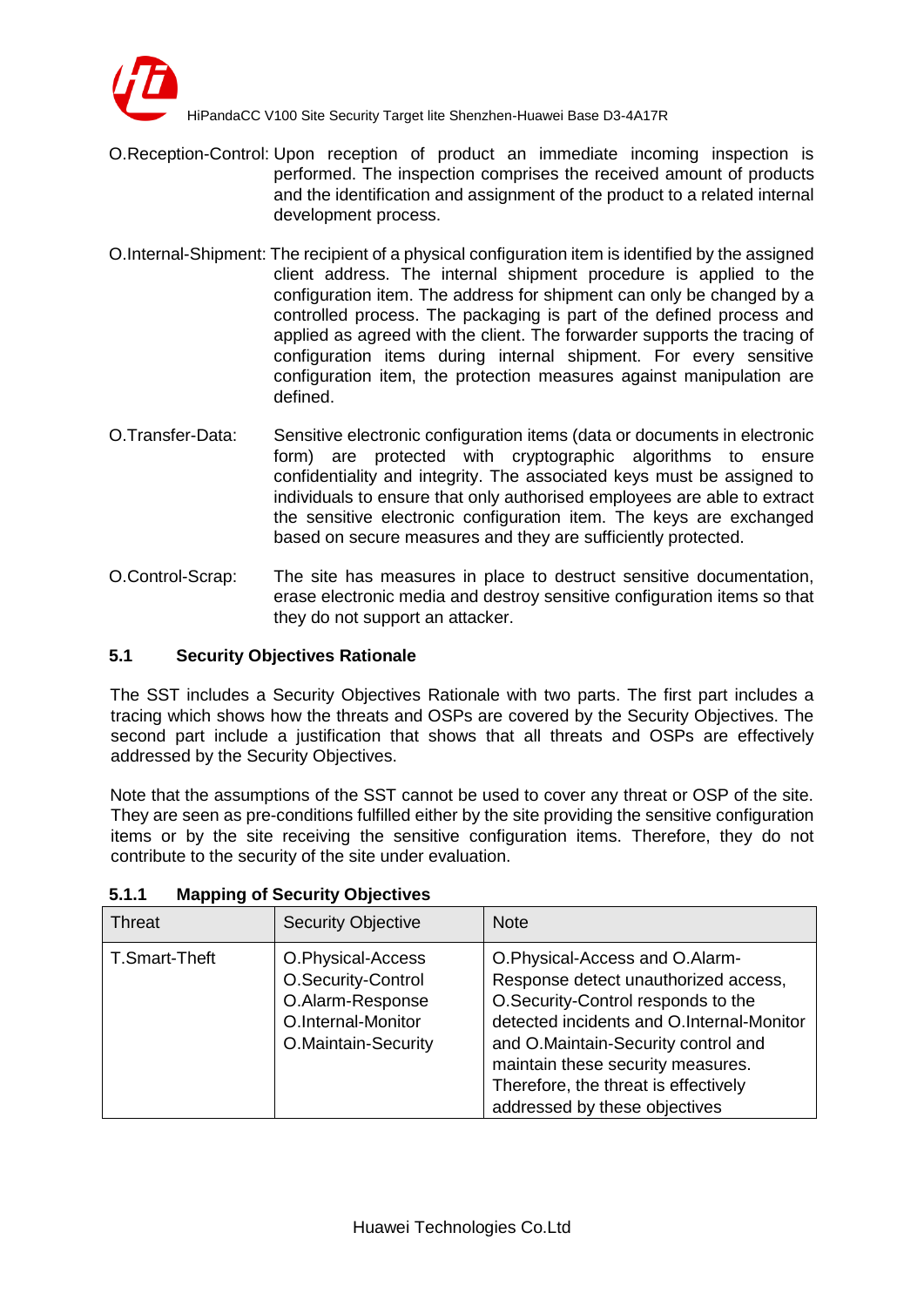O.Reception-Control: Upon reception of product an immediate incoming inspection is performed. The inspection comprises the received amount of products and the identification and assignment of the product to a related internal development process.

O.Internal-Shipment: The recipient of a physical configuration item is identified by the assigned client address. The internal shipment procedure is applied to the configuration item. The address for shipment can only be changed by a controlled process. The packaging is part of the defined process and applied as agreed with the client. The forwarder supports the tracing of configuration items during internal shipment. For every sensitive configuration item, the protection measures against manipulation are defined.

O.Transfer-Data: Sensitive electronic configuration items (data or documents in electronic form) are protected with cryptographic algorithms to ensure confidentiality and integrity. The associated keys must be assigned to individuals to ensure that only authorised employees are able to extract the sensitive electronic configuration item. The keys are exchanged based on secure measures and they are sufficiently protected.

O.Control-Scrap: The site has measures in place to destruct sensitive documentation, erase electronic media and destroy sensitive configuration items so that they do not support an attacker.

## 5.1 Security Objectives Rationale

The SST includes a Security Objectives Rationale with two parts. The first part includes a tracing which shows how the threats and OSPs are covered by the Security Objectives. The second part include a justification that shows that all threats and OSPs are effectively addressed by the Security Objectives.

Note that the assumptions of the SST cannot be used to cover any threat or OSP of the site. They are seen as pre-conditions fulfilled either by the site providing the sensitive configuration items or by the site receiving the sensitive configuration items. Therefore, they do not contribute to the security of the site under evaluation.

### 5.1.1 Mapping of Security Objectives

| Threat | Security Objective | Note |
|---|---|---|
| T.Smart-Theft | O.Physical-Access<br>O.Security-Control<br>O.Alarm-Response<br>O.Internal-Monitor<br>O.Maintain-Security | O.Physical-Access and O.Alarm-Response detect unauthorized access, O.Security-Control responds to the detected incidents and O.Internal-Monitor and O.Maintain-Security control and maintain these security measures. Therefore, the threat is effectively addressed by these objectives |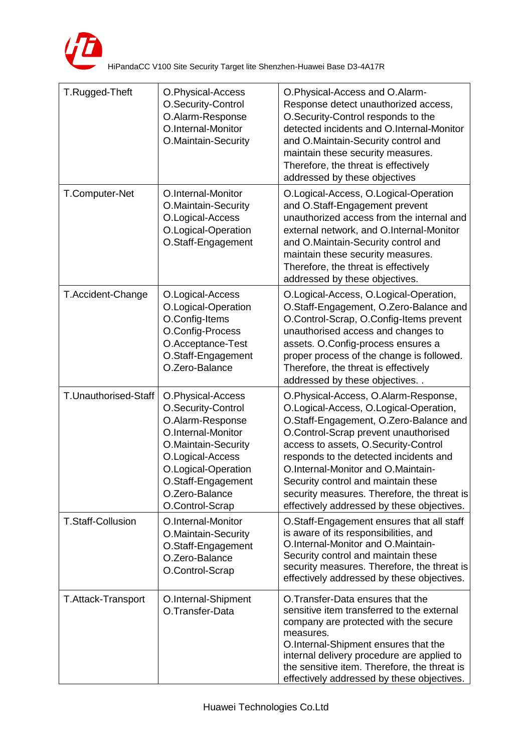| T.Rugged-Theft | O.Physical-Access<br>O.Security-Control<br>O.Alarm-Response<br>O.Internal-Monitor<br>O.Maintain-Security | O.Physical-Access and O.Alarm-Response detect unauthorized access, O.Security-Control responds to the detected incidents and O.Internal-Monitor and O.Maintain-Security control and maintain these security measures. Therefore, the threat is effectively addressed by these objectives |
|---|---|---|
| T.Computer-Net | O.Internal-Monitor<br>O.Maintain-Security<br>O.Logical-Access<br>O.Logical-Operation<br>O.Staff-Engagement | O.Logical-Access, O.Logical-Operation and O.Staff-Engagement prevent unauthorized access from the internal and external network, and O.Internal-Monitor and O.Maintain-Security control and maintain these security measures. Therefore, the threat is effectively addressed by these objectives. |
| T.Accident-Change | O.Logical-Access<br>O.Logical-Operation<br>O.Config-Items<br>O.Config-Process<br>O.Acceptance-Test<br>O.Staff-Engagement<br>O.Zero-Balance | O.Logical-Access, O.Logical-Operation, O.Staff-Engagement, O.Zero-Balance and O.Control-Scrap, O.Config-Items prevent unauthorised access and changes to assets. O.Config-process ensures a proper process of the change is followed. Therefore, the threat is effectively addressed by these objectives. . |
| T.Unauthorised-Staff | O.Physical-Access<br>O.Security-Control<br>O.Alarm-Response<br>O.Internal-Monitor<br>O.Maintain-Security<br>O.Logical-Access<br>O.Logical-Operation<br>O.Staff-Engagement<br>O.Zero-Balance<br>O.Control-Scrap | O.Physical-Access, O.Alarm-Response, O.Logical-Access, O.Logical-Operation, O.Staff-Engagement, O.Zero-Balance and O.Control-Scrap prevent unauthorised access to assets, O.Security-Control responds to the detected incidents and O.Internal-Monitor and O.Maintain-Security control and maintain these security measures. Therefore, the threat is effectively addressed by these objectives. |
| T.Staff-Collusion | O.Internal-Monitor<br>O.Maintain-Security<br>O.Staff-Engagement<br>O.Zero-Balance<br>O.Control-Scrap | O.Staff-Engagement ensures that all staff is aware of its responsibilities, and O.Internal-Monitor and O.Maintain-Security control and maintain these security measures. Therefore, the threat is effectively addressed by these objectives. |
| T.Attack-Transport | O.Internal-Shipment<br>O.Transfer-Data | O.Transfer-Data ensures that the sensitive item transferred to the external company are protected with the secure measures.<br>O.Internal-Shipment ensures that the internal delivery procedure are applied to the sensitive item. Therefore, the threat is effectively addressed by these objectives. |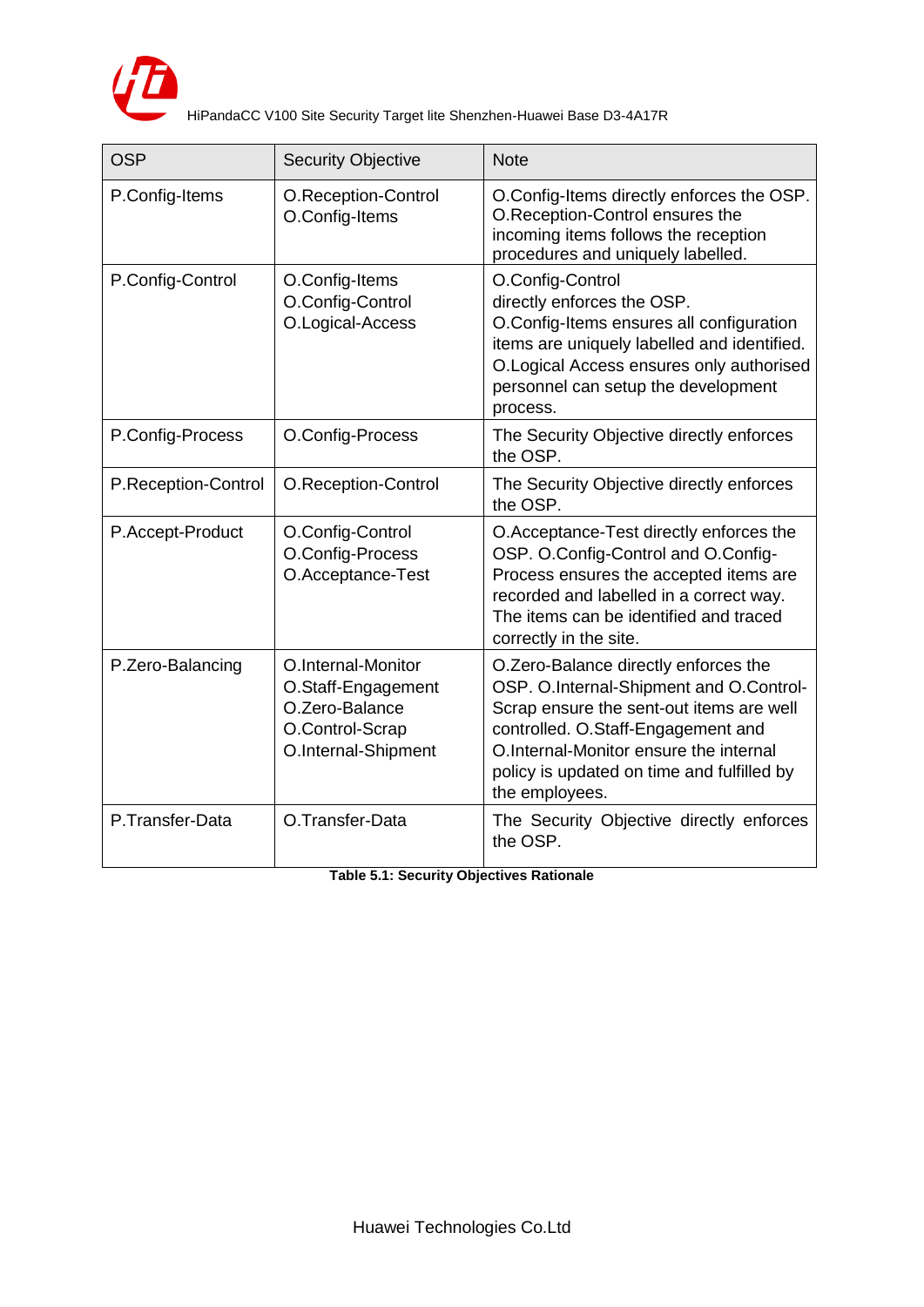| OSP | Security Objective | Note |
|---|---|---|
| P.Config-Items | O.Reception-Control<br>O.Config-Items | O.Config-Items directly enforces the OSP. O.Reception-Control ensures the incoming items follows the reception procedures and uniquely labelled. |
| P.Config-Control | O.Config-Items<br>O.Config-Control<br>O.Logical-Access | O.Config-Control directly enforces the OSP. O.Config-Items ensures all configuration items are uniquely labelled and identified. O.Logical Access ensures only authorised personnel can setup the development process. |
| P.Config-Process | O.Config-Process | The Security Objective directly enforces the OSP. |
| P.Reception-Control | O.Reception-Control | The Security Objective directly enforces the OSP. |
| P.Accept-Product | O.Config-Control<br>O.Config-Process<br>O.Acceptance-Test | O.Acceptance-Test directly enforces the OSP. O.Config-Control and O.Config-Process ensures the accepted items are recorded and labelled in a correct way. The items can be identified and traced correctly in the site. |
| P.Zero-Balancing | O.Internal-Monitor<br>O.Staff-Engagement<br>O.Zero-Balance<br>O.Control-Scrap<br>O.Internal-Shipment | O.Zero-Balance directly enforces the OSP. O.Internal-Shipment and O.Control-Scrap ensure the sent-out items are well controlled. O.Staff-Engagement and O.Internal-Monitor ensure the internal policy is updated on time and fulfilled by the employees. |
| P.Transfer-Data | O.Transfer-Data | The Security Objective directly enforces the OSP. |

**Table 5.1: Security Objectives Rationale**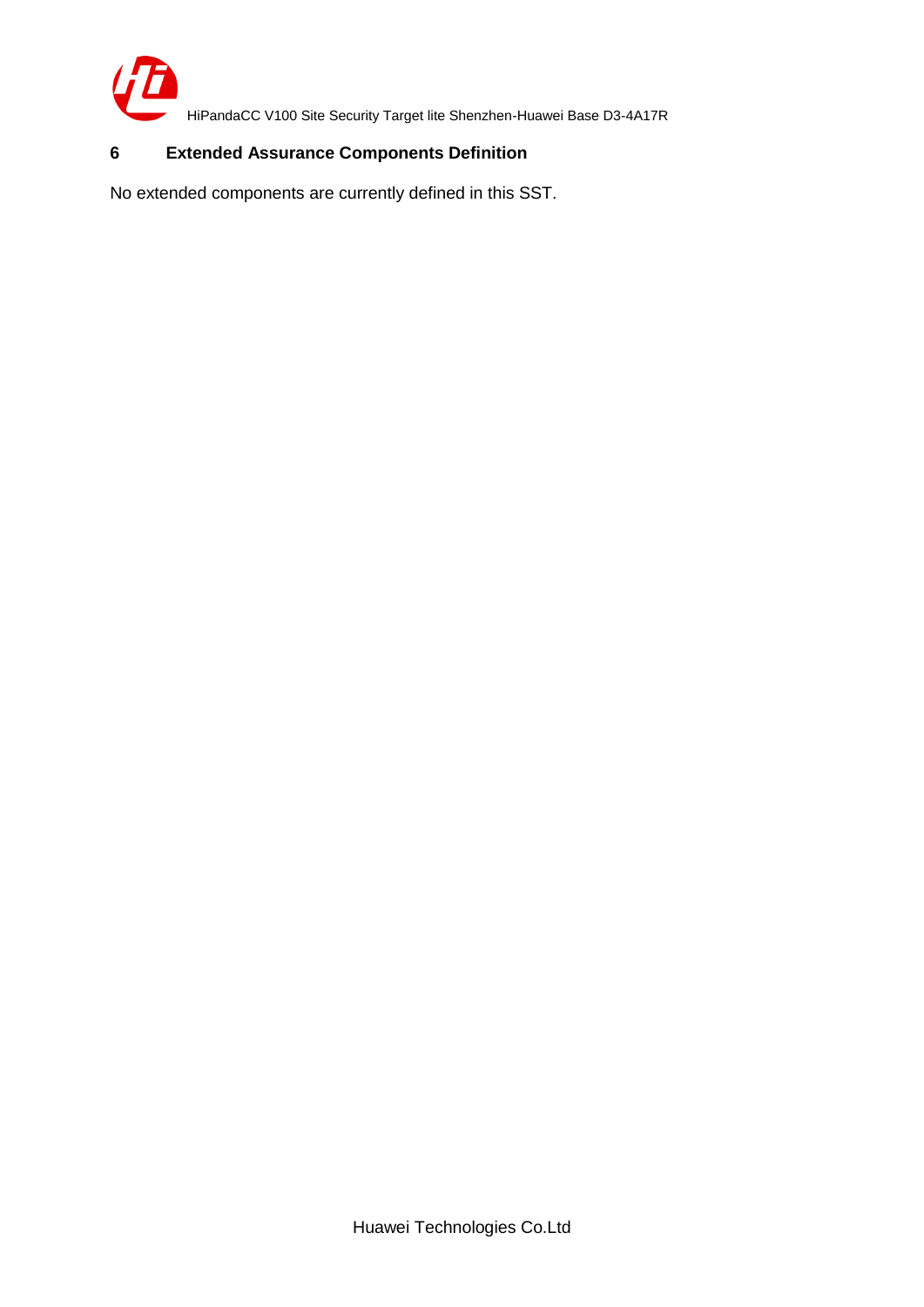# 6 Extended Assurance Components Definition

No extended components are currently defined in this SST.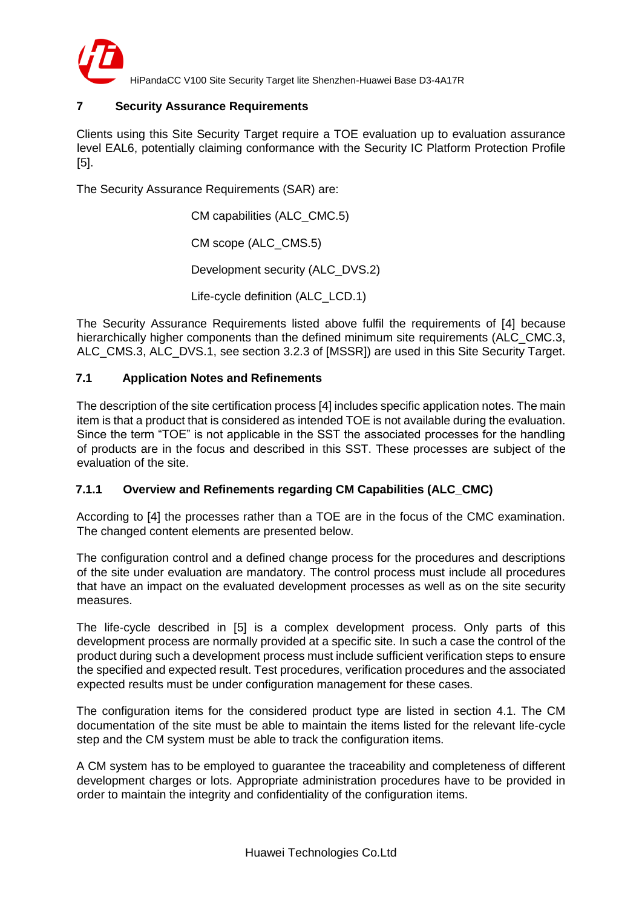# 7 Security Assurance Requirements

Clients using this Site Security Target require a TOE evaluation up to evaluation assurance level EAL6, potentially claiming conformance with the Security IC Platform Protection Profile [5].

The Security Assurance Requirements (SAR) are:

CM capabilities (ALC_CMC.5)

CM scope (ALC_CMS.5)

Development security (ALC_DVS.2)

Life-cycle definition (ALC_LCD.1)

The Security Assurance Requirements listed above fulfil the requirements of [4] because hierarchically higher components than the defined minimum site requirements (ALC_CMC.3, ALC_CMS.3, ALC_DVS.1, see section 3.2.3 of [MSSR]) are used in this Site Security Target.

## 7.1 Application Notes and Refinements

The description of the site certification process [4] includes specific application notes. The main item is that a product that is considered as intended TOE is not available during the evaluation. Since the term "TOE" is not applicable in the SST the associated processes for the handling of products are in the focus and described in this SST. These processes are subject of the evaluation of the site.

### 7.1.1 Overview and Refinements regarding CM Capabilities (ALC_CMC)

According to [4] the processes rather than a TOE are in the focus of the CMC examination. The changed content elements are presented below.

The configuration control and a defined change process for the procedures and descriptions of the site under evaluation are mandatory. The control process must include all procedures that have an impact on the evaluated development processes as well as on the site security measures.

The life-cycle described in [5] is a complex development process. Only parts of this development process are normally provided at a specific site. In such a case the control of the product during such a development process must include sufficient verification steps to ensure the specified and expected result. Test procedures, verification procedures and the associated expected results must be under configuration management for these cases.

The configuration items for the considered product type are listed in section 4.1. The CM documentation of the site must be able to maintain the items listed for the relevant life-cycle step and the CM system must be able to track the configuration items.

A CM system has to be employed to guarantee the traceability and completeness of different development charges or lots. Appropriate administration procedures have to be provided in order to maintain the integrity and confidentiality of the configuration items.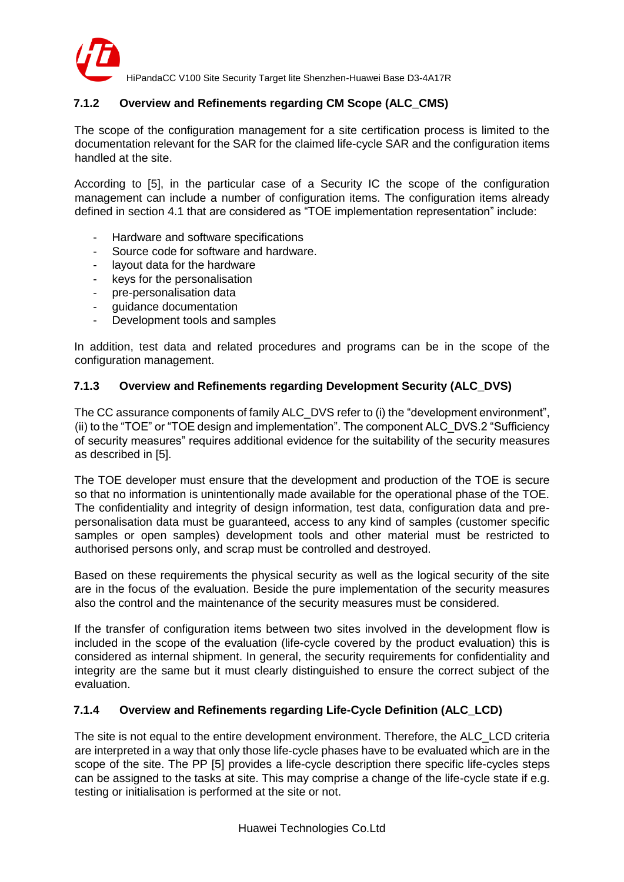### 7.1.2 Overview and Refinements regarding CM Scope (ALC_CMS)

The scope of the configuration management for a site certification process is limited to the documentation relevant for the SAR for the claimed life-cycle SAR and the configuration items handled at the site.

According to [5], in the particular case of a Security IC the scope of the configuration management can include a number of configuration items. The configuration items already defined in section 4.1 that are considered as "TOE implementation representation" include:

- Hardware and software specifications
- Source code for software and hardware.
- layout data for the hardware
- keys for the personalisation
- pre-personalisation data
- guidance documentation
- Development tools and samples

In addition, test data and related procedures and programs can be in the scope of the configuration management.

### 7.1.3 Overview and Refinements regarding Development Security (ALC_DVS)

The CC assurance components of family ALC_DVS refer to (i) the "development environment", (ii) to the "TOE" or "TOE design and implementation". The component ALC_DVS.2 "Sufficiency of security measures" requires additional evidence for the suitability of the security measures as described in [5].

The TOE developer must ensure that the development and production of the TOE is secure so that no information is unintentionally made available for the operational phase of the TOE. The confidentiality and integrity of design information, test data, configuration data and pre-personalisation data must be guaranteed, access to any kind of samples (customer specific samples or open samples) development tools and other material must be restricted to authorised persons only, and scrap must be controlled and destroyed.

Based on these requirements the physical security as well as the logical security of the site are in the focus of the evaluation. Beside the pure implementation of the security measures also the control and the maintenance of the security measures must be considered.

If the transfer of configuration items between two sites involved in the development flow is included in the scope of the evaluation (life-cycle covered by the product evaluation) this is considered as internal shipment. In general, the security requirements for confidentiality and integrity are the same but it must clearly distinguished to ensure the correct subject of the evaluation.

### 7.1.4 Overview and Refinements regarding Life-Cycle Definition (ALC_LCD)

The site is not equal to the entire development environment. Therefore, the ALC_LCD criteria are interpreted in a way that only those life-cycle phases have to be evaluated which are in the scope of the site. The PP [5] provides a life-cycle description there specific life-cycles steps can be assigned to the tasks at site. This may comprise a change of the life-cycle state if e.g. testing or initialisation is performed at the site or not.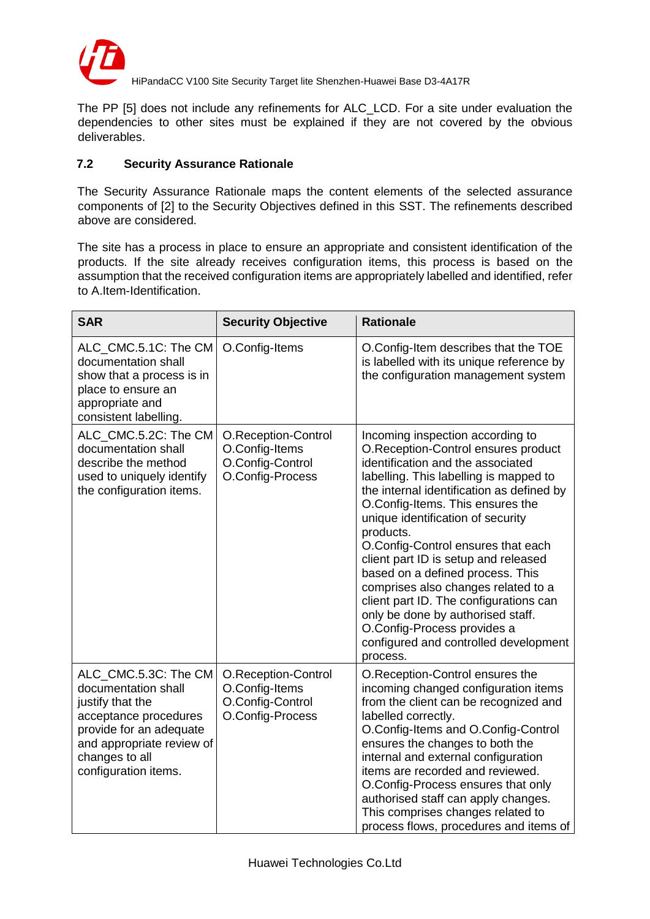The PP [5] does not include any refinements for ALC_LCD. For a site under evaluation the dependencies to other sites must be explained if they are not covered by the obvious deliverables.

### 7.2 Security Assurance Rationale

The Security Assurance Rationale maps the content elements of the selected assurance components of [2] to the Security Objectives defined in this SST. The refinements described above are considered.

The site has a process in place to ensure an appropriate and consistent identification of the products. If the site already receives configuration items, this process is based on the assumption that the received configuration items are appropriately labelled and identified, refer to A.Item-Identification.

| SAR | Security Objective | Rationale |
|---|---|---|
| ALC_CMC.5.1C: The CM documentation shall show that a process is in place to ensure an appropriate and consistent labelling. | O.Config-Items | O.Config-Item describes that the TOE is labelled with its unique reference by the configuration management system |
| ALC_CMC.5.2C: The CM documentation shall describe the method used to uniquely identify the configuration items. | O.Reception-Control<br>O.Config-Items<br>O.Config-Control<br>O.Config-Process | Incoming inspection according to O.Reception-Control ensures product identification and the associated labelling. This labelling is mapped to the internal identification as defined by O.Config-Items. This ensures the unique identification of security products.<br>O.Config-Control ensures that each client part ID is setup and released based on a defined process. This comprises also changes related to a client part ID. The configurations can only be done by authorised staff.<br>O.Config-Process provides a configured and controlled development process. |
| ALC_CMC.5.3C: The CM documentation shall justify that the acceptance procedures provide for an adequate and appropriate review of changes to all configuration items. | O.Reception-Control<br>O.Config-Items<br>O.Config-Control<br>O.Config-Process | O.Reception-Control ensures the incoming changed configuration items from the client can be recognized and labelled correctly.<br>O.Config-Items and O.Config-Control ensures the changes to both the internal and external configuration items are recorded and reviewed.<br>O.Config-Process ensures that only authorised staff can apply changes. This comprises changes related to process flows, procedures and items of |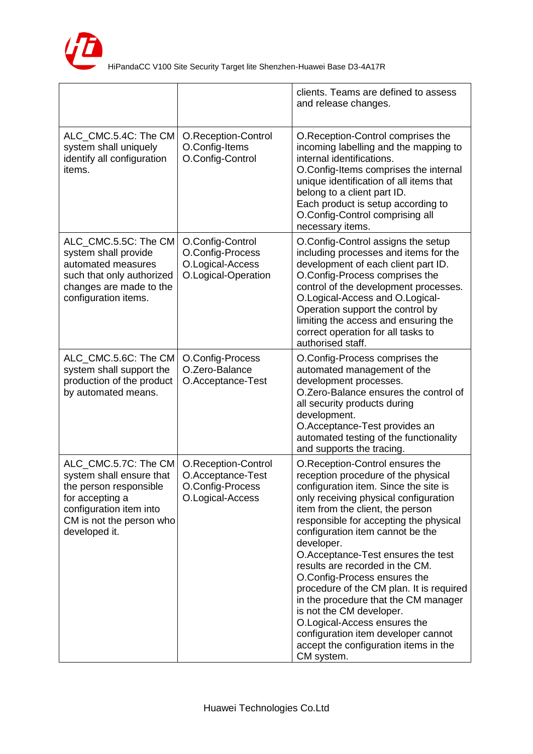| | | |
|---|---|---|
| | | clients. Teams are defined to assess and release changes. |
| ALC_CMC.5.4C: The CM system shall uniquely identify all configuration items. | O.Reception-Control<br>O.Config-Items<br>O.Config-Control | O.Reception-Control comprises the incoming labelling and the mapping to internal identifications.<br>O.Config-Items comprises the internal unique identification of all items that belong to a client part ID.<br>Each product is setup according to O.Config-Control comprising all necessary items. |
| ALC_CMC.5.5C: The CM system shall provide automated measures such that only authorized changes are made to the configuration items. | O.Config-Control<br>O.Config-Process<br>O.Logical-Access<br>O.Logical-Operation | O.Config-Control assigns the setup including processes and items for the development of each client part ID.<br>O.Config-Process comprises the control of the development processes.<br>O.Logical-Access and O.Logical-Operation support the control by limiting the access and ensuring the correct operation for all tasks to authorised staff. |
| ALC_CMC.5.6C: The CM system shall support the production of the product by automated means. | O.Config-Process<br>O.Zero-Balance<br>O.Acceptance-Test | O.Config-Process comprises the automated management of the development processes.<br>O.Zero-Balance ensures the control of all security products during development.<br>O.Acceptance-Test provides an automated testing of the functionality and supports the tracing. |
| ALC_CMC.5.7C: The CM system shall ensure that the person responsible for accepting a configuration item into CM is not the person who developed it. | O.Reception-Control<br>O.Acceptance-Test<br>O.Config-Process<br>O.Logical-Access | O.Reception-Control ensures the reception procedure of the physical configuration item. Since the site is only receiving physical configuration item from the client, the person responsible for accepting the physical configuration item cannot be the developer.<br>O.Acceptance-Test ensures the test results are recorded in the CM.<br>O.Config-Process ensures the procedure of the CM plan. It is required in the procedure that the CM manager is not the CM developer.<br>O.Logical-Access ensures the configuration item developer cannot accept the configuration items in the CM system. |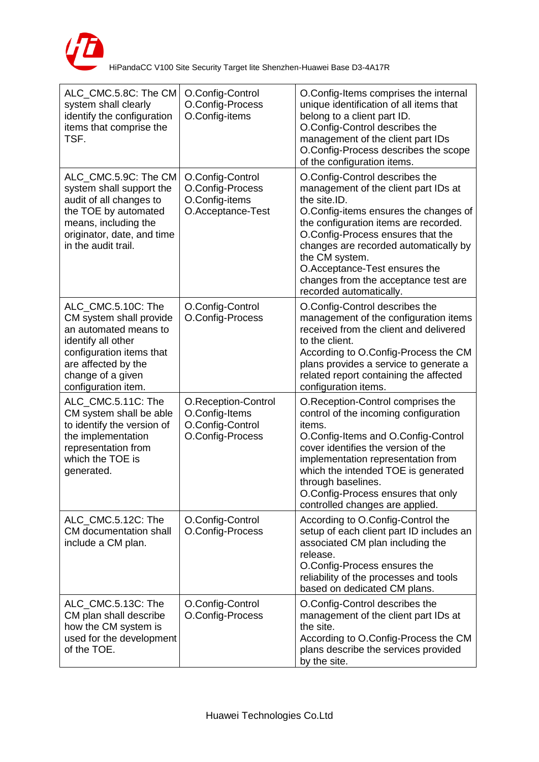| | | |
|---|---|---|
| ALC_CMC.5.8C: The CM system shall clearly identify the configuration items that comprise the TSF. | O.Config-Control O.Config-Process O.Config-items | O.Config-Items comprises the internal unique identification of all items that belong to a client part ID. O.Config-Control describes the management of the client part IDs O.Config-Process describes the scope of the configuration items. |
| ALC_CMC.5.9C: The CM system shall support the audit of all changes to the TOE by automated means, including the originator, date, and time in the audit trail. | O.Config-Control O.Config-Process O.Config-items O.Acceptance-Test | O.Config-Control describes the management of the client part IDs at the site.ID. O.Config-items ensures the changes of the configuration items are recorded. O.Config-Process ensures that the changes are recorded automatically by the CM system. O.Acceptance-Test ensures the changes from the acceptance test are recorded automatically. |
| ALC_CMC.5.10C: The CM system shall provide an automated means to identify all other configuration items that are affected by the change of a given configuration item. | O.Config-Control O.Config-Process | O.Config-Control describes the management of the configuration items received from the client and delivered to the client. According to O.Config-Process the CM plans provides a service to generate a related report containing the affected configuration items. |
| ALC_CMC.5.11C: The CM system shall be able to identify the version of the implementation representation from which the TOE is generated. | O.Reception-Control O.Config-Items O.Config-Control O.Config-Process | O.Reception-Control comprises the control of the incoming configuration items. O.Config-Items and O.Config-Control cover identifies the version of the implementation representation from which the intended TOE is generated through baselines. O.Config-Process ensures that only controlled changes are applied. |
| ALC_CMC.5.12C: The CM documentation shall include a CM plan. | O.Config-Control O.Config-Process | According to O.Config-Control the setup of each client part ID includes an associated CM plan including the release. O.Config-Process ensures the reliability of the processes and tools based on dedicated CM plans. |
| ALC_CMC.5.13C: The CM plan shall describe how the CM system is used for the development of the TOE. | O.Config-Control O.Config-Process | O.Config-Control describes the management of the client part IDs at the site. According to O.Config-Process the CM plans describe the services provided by the site. |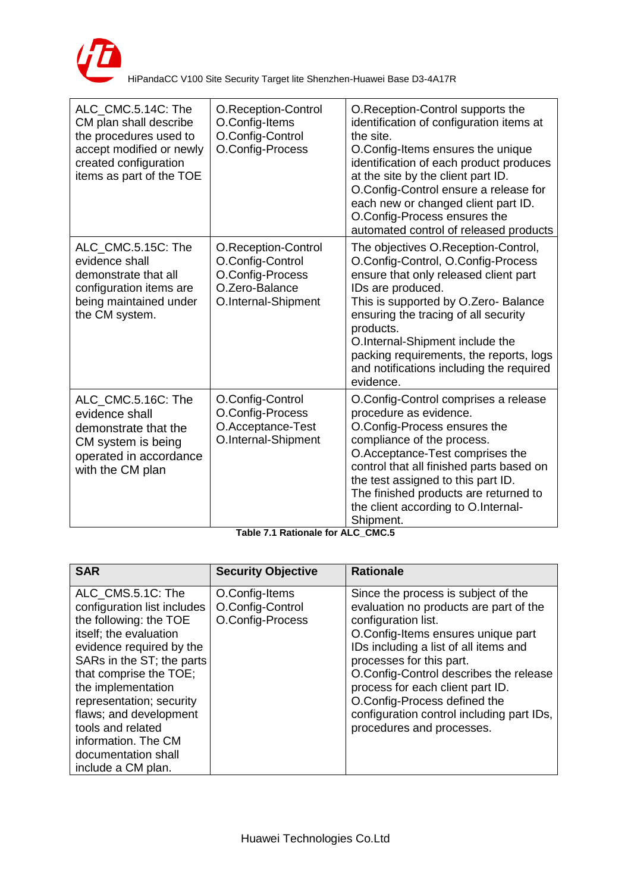| | | |
|---|---|---|
| ALC_CMC.5.14C: The CM plan shall describe the procedures used to accept modified or newly created configuration items as part of the TOE | O.Reception-Control<br>O.Config-Items<br>O.Config-Control<br>O.Config-Process | O.Reception-Control supports the identification of configuration items at the site.<br>O.Config-Items ensures the unique identification of each product produces at the site by the client part ID.<br>O.Config-Control ensure a release for each new or changed client part ID.<br>O.Config-Process ensures the automated control of released products |
| ALC_CMC.5.15C: The evidence shall demonstrate that all configuration items are being maintained under the CM system. | O.Reception-Control<br>O.Config-Control<br>O.Config-Process<br>O.Zero-Balance<br>O.Internal-Shipment | The objectives O.Reception-Control, O.Config-Control, O.Config-Process ensure that only released client part IDs are produced.<br>This is supported by O.Zero- Balance ensuring the tracing of all security products.<br>O.Internal-Shipment include the packing requirements, the reports, logs and notifications including the required evidence. |
| ALC_CMC.5.16C: The evidence shall demonstrate that the CM system is being operated in accordance with the CM plan | O.Config-Control<br>O.Config-Process<br>O.Acceptance-Test<br>O.Internal-Shipment | O.Config-Control comprises a release procedure as evidence.<br>O.Config-Process ensures the compliance of the process.<br>O.Acceptance-Test comprises the control that all finished parts based on the test assigned to this part ID.<br>The finished products are returned to the client according to O.Internal-Shipment. |

**Table 7.1 Rationale for ALC_CMC.5**

| SAR | Security Objective | Rationale |
|---|---|---|
| ALC_CMS.5.1C: The configuration list includes the following: the TOE itself; the evaluation evidence required by the SARs in the ST; the parts that comprise the TOE; the implementation representation; security flaws; and development tools and related information. The CM documentation shall include a CM plan. | O.Config-Items<br>O.Config-Control<br>O.Config-Process | Since the process is subject of the evaluation no products are part of the configuration list.<br>O.Config-Items ensures unique part IDs including a list of all items and processes for this part.<br>O.Config-Control describes the release process for each client part ID.<br>O.Config-Process defined the configuration control including part IDs, procedures and processes. |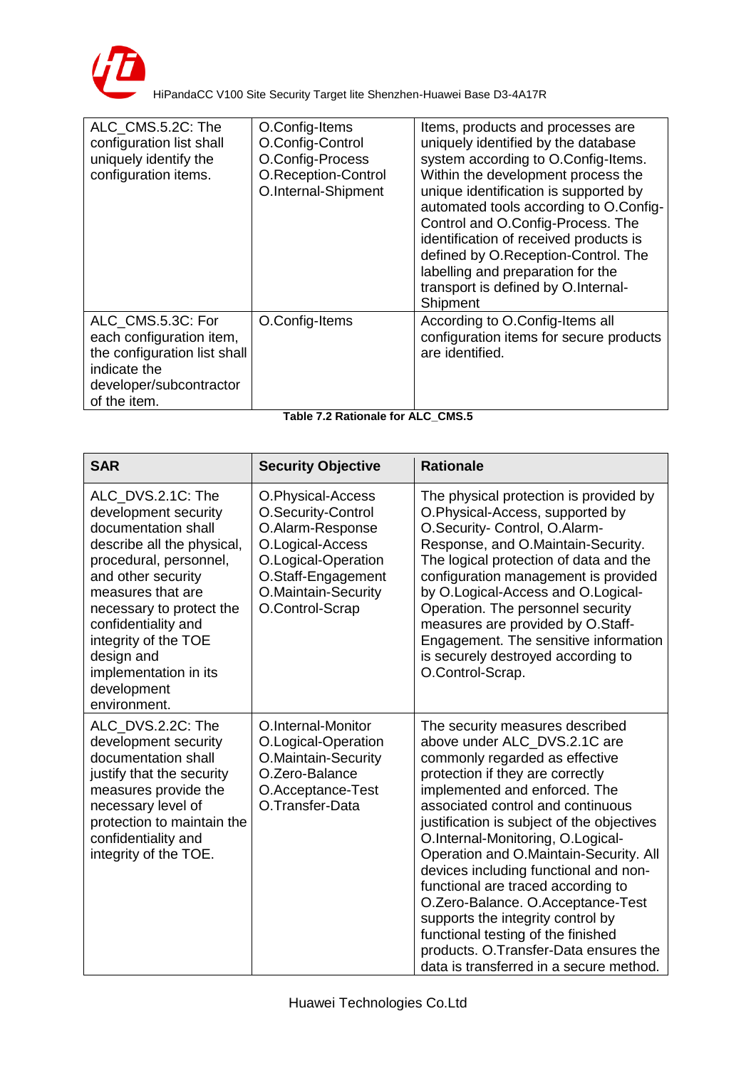| | | |
|---|---|---|
| ALC_CMS.5.2C: The configuration list shall uniquely identify the configuration items. | O.Config-Items<br>O.Config-Control<br>O.Config-Process<br>O.Reception-Control<br>O.Internal-Shipment | Items, products and processes are uniquely identified by the database system according to O.Config-Items. Within the development process the unique identification is supported by automated tools according to O.Config-Control and O.Config-Process. The identification of received products is defined by O.Reception-Control. The labelling and preparation for the transport is defined by O.Internal-Shipment |
| ALC_CMS.5.3C: For each configuration item, the configuration list shall indicate the developer/subcontractor of the item. | O.Config-Items | According to O.Config-Items all configuration items for secure products are identified. |

**Table 7.2 Rationale for ALC_CMS.5**

| SAR | Security Objective | Rationale |
|---|---|---|
| ALC_DVS.2.1C: The development security documentation shall describe all the physical, procedural, personnel, and other security measures that are necessary to protect the confidentiality and integrity of the TOE design and implementation in its development environment. | O.Physical-Access<br>O.Security-Control<br>O.Alarm-Response<br>O.Logical-Access<br>O.Logical-Operation<br>O.Staff-Engagement<br>O.Maintain-Security<br>O.Control-Scrap | The physical protection is provided by O.Physical-Access, supported by O.Security- Control, O.Alarm-Response, and O.Maintain-Security. The logical protection of data and the configuration management is provided by O.Logical-Access and O.Logical-Operation. The personnel security measures are provided by O.Staff-Engagement. The sensitive information is securely destroyed according to O.Control-Scrap. |
| ALC_DVS.2.2C: The development security documentation shall justify that the security measures provide the necessary level of protection to maintain the confidentiality and integrity of the TOE. | O.Internal-Monitor<br>O.Logical-Operation<br>O.Maintain-Security<br>O.Zero-Balance<br>O.Acceptance-Test<br>O.Transfer-Data | The security measures described above under ALC_DVS.2.1C are commonly regarded as effective protection if they are correctly implemented and enforced. The associated control and continuous justification is subject of the objectives O.Internal-Monitoring, O.Logical-Operation and O.Maintain-Security. All devices including functional and non-functional are traced according to O.Zero-Balance. O.Acceptance-Test supports the integrity control by functional testing of the finished products. O.Transfer-Data ensures the data is transferred in a secure method. |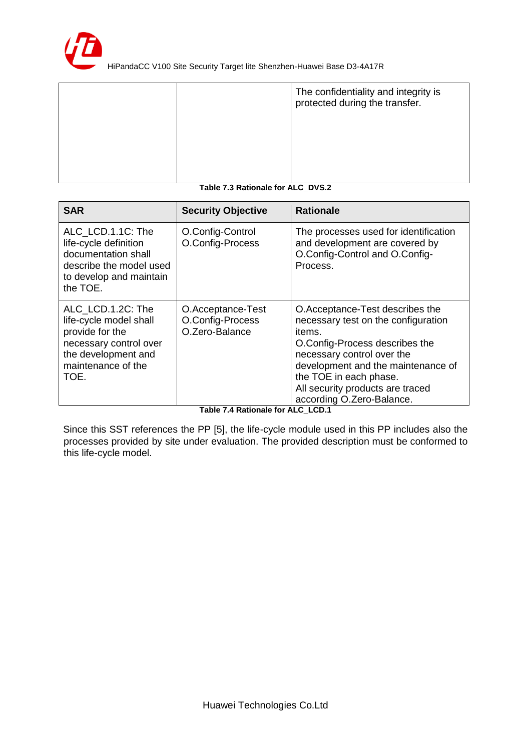| | | The confidentiality and integrity is protected during the transfer. |
|---|---|---|

**Table 7.3 Rationale for ALC_DVS.2**

| SAR | Security Objective | Rationale |
|---|---|---|
| ALC_LCD.1.1C: The life-cycle definition documentation shall describe the model used to develop and maintain the TOE. | O.Config-Control<br>O.Config-Process | The processes used for identification and development are covered by O.Config-Control and O.Config-Process. |
| ALC_LCD.1.2C: The life-cycle model shall provide for the necessary control over the development and maintenance of the TOE. | O.Acceptance-Test<br>O.Config-Process<br>O.Zero-Balance | O.Acceptance-Test describes the necessary test on the configuration items.<br>O.Config-Process describes the necessary control over the development and the maintenance of the TOE in each phase.<br>All security products are traced according O.Zero-Balance. |

**Table 7.4 Rationale for ALC_LCD.1**

Since this SST references the PP [5], the life-cycle module used in this PP includes also the processes provided by site under evaluation. The provided description must be conformed to this life-cycle model.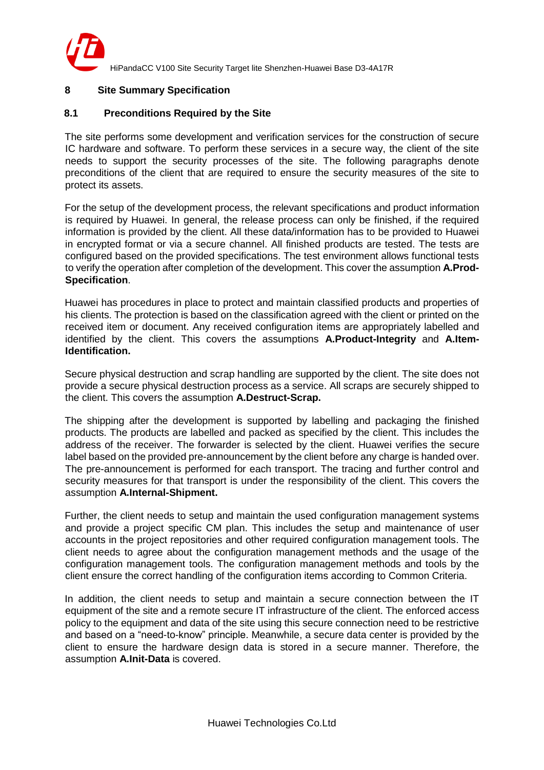# 8 Site Summary Specification

## 8.1 Preconditions Required by the Site

The site performs some development and verification services for the construction of secure IC hardware and software. To perform these services in a secure way, the client of the site needs to support the security processes of the site. The following paragraphs denote preconditions of the client that are required to ensure the security measures of the site to protect its assets.

For the setup of the development process, the relevant specifications and product information is required by Huawei. In general, the release process can only be finished, if the required information is provided by the client. All these data/information has to be provided to Huawei in encrypted format or via a secure channel. All finished products are tested. The tests are configured based on the provided specifications. The test environment allows functional tests to verify the operation after completion of the development. This cover the assumption **A.Prod-Specification**.

Huawei has procedures in place to protect and maintain classified products and properties of his clients. The protection is based on the classification agreed with the client or printed on the received item or document. Any received configuration items are appropriately labelled and identified by the client. This covers the assumptions **A.Product-Integrity** and **A.Item-Identification.**

Secure physical destruction and scrap handling are supported by the client. The site does not provide a secure physical destruction process as a service. All scraps are securely shipped to the client. This covers the assumption **A.Destruct-Scrap.**

The shipping after the development is supported by labelling and packaging the finished products. The products are labelled and packed as specified by the client. This includes the address of the receiver. The forwarder is selected by the client. Huawei verifies the secure label based on the provided pre-announcement by the client before any charge is handed over. The pre-announcement is performed for each transport. The tracing and further control and security measures for that transport is under the responsibility of the client. This covers the assumption **A.Internal-Shipment.**

Further, the client needs to setup and maintain the used configuration management systems and provide a project specific CM plan. This includes the setup and maintenance of user accounts in the project repositories and other required configuration management tools. The client needs to agree about the configuration management methods and the usage of the configuration management tools. The configuration management methods and tools by the client ensure the correct handling of the configuration items according to Common Criteria.

In addition, the client needs to setup and maintain a secure connection between the IT equipment of the site and a remote secure IT infrastructure of the client. The enforced access policy to the equipment and data of the site using this secure connection need to be restrictive and based on a “need-to-know” principle. Meanwhile, a secure data center is provided by the client to ensure the hardware design data is stored in a secure manner. Therefore, the assumption **A.Init-Data** is covered.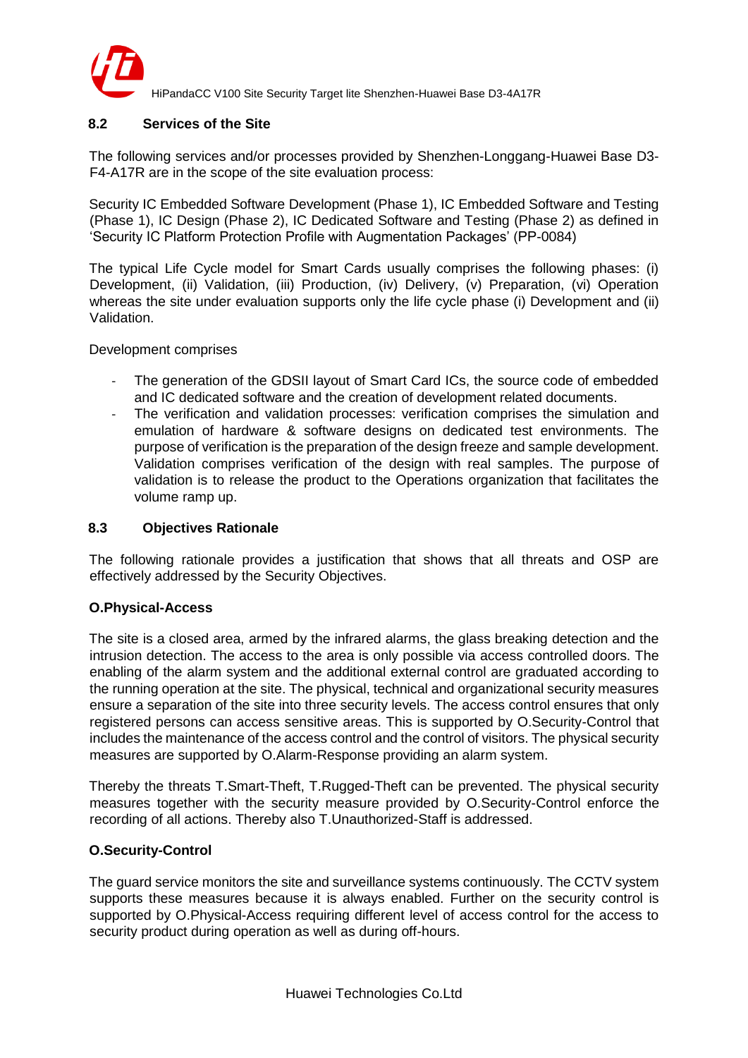### 8.2 Services of the Site

The following services and/or processes provided by Shenzhen-Longgang-Huawei Base D3-F4-A17R are in the scope of the site evaluation process:

Security IC Embedded Software Development (Phase 1), IC Embedded Software and Testing (Phase 1), IC Design (Phase 2), IC Dedicated Software and Testing (Phase 2) as defined in 'Security IC Platform Protection Profile with Augmentation Packages' (PP-0084)

The typical Life Cycle model for Smart Cards usually comprises the following phases: (i) Development, (ii) Validation, (iii) Production, (iv) Delivery, (v) Preparation, (vi) Operation whereas the site under evaluation supports only the life cycle phase (i) Development and (ii) Validation.

Development comprises

- The generation of the GDSII layout of Smart Card ICs, the source code of embedded and IC dedicated software and the creation of development related documents.
- The verification and validation processes: verification comprises the simulation and emulation of hardware & software designs on dedicated test environments. The purpose of verification is the preparation of the design freeze and sample development. Validation comprises verification of the design with real samples. The purpose of validation is to release the product to the Operations organization that facilitates the volume ramp up.

### 8.3 Objectives Rationale

The following rationale provides a justification that shows that all threats and OSP are effectively addressed by the Security Objectives.

**O.Physical-Access**

The site is a closed area, armed by the infrared alarms, the glass breaking detection and the intrusion detection. The access to the area is only possible via access controlled doors. The enabling of the alarm system and the additional external control are graduated according to the running operation at the site. The physical, technical and organizational security measures ensure a separation of the site into three security levels. The access control ensures that only registered persons can access sensitive areas. This is supported by O.Security-Control that includes the maintenance of the access control and the control of visitors. The physical security measures are supported by O.Alarm-Response providing an alarm system.

Thereby the threats T.Smart-Theft, T.Rugged-Theft can be prevented. The physical security measures together with the security measure provided by O.Security-Control enforce the recording of all actions. Thereby also T.Unauthorized-Staff is addressed.

**O.Security-Control**

The guard service monitors the site and surveillance systems continuously. The CCTV system supports these measures because it is always enabled. Further on the security control is supported by O.Physical-Access requiring different level of access control for the access to security product during operation as well as during off-hours.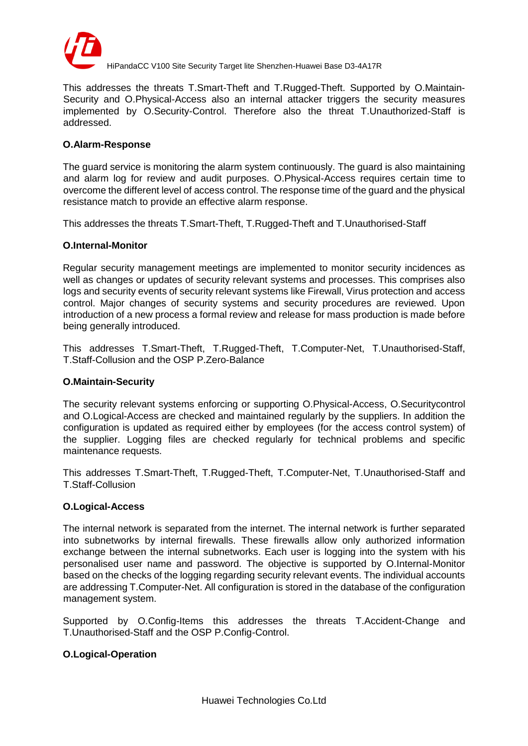This addresses the threats T.Smart-Theft and T.Rugged-Theft. Supported by O.Maintain-Security and O.Physical-Access also an internal attacker triggers the security measures implemented by O.Security-Control. Therefore also the threat T.Unauthorized-Staff is addressed.

**O.Alarm-Response**

The guard service is monitoring the alarm system continuously. The guard is also maintaining and alarm log for review and audit purposes. O.Physical-Access requires certain time to overcome the different level of access control. The response time of the guard and the physical resistance match to provide an effective alarm response.

This addresses the threats T.Smart-Theft, T.Rugged-Theft and T.Unauthorised-Staff

**O.Internal-Monitor**

Regular security management meetings are implemented to monitor security incidences as well as changes or updates of security relevant systems and processes. This comprises also logs and security events of security relevant systems like Firewall, Virus protection and access control. Major changes of security systems and security procedures are reviewed. Upon introduction of a new process a formal review and release for mass production is made before being generally introduced.

This addresses T.Smart-Theft, T.Rugged-Theft, T.Computer-Net, T.Unauthorised-Staff, T.Staff-Collusion and the OSP P.Zero-Balance

**O.Maintain-Security**

The security relevant systems enforcing or supporting O.Physical-Access, O.Securitycontrol and O.Logical-Access are checked and maintained regularly by the suppliers. In addition the configuration is updated as required either by employees (for the access control system) of the supplier. Logging files are checked regularly for technical problems and specific maintenance requests.

This addresses T.Smart-Theft, T.Rugged-Theft, T.Computer-Net, T.Unauthorised-Staff and T.Staff-Collusion

**O.Logical-Access**

The internal network is separated from the internet. The internal network is further separated into subnetworks by internal firewalls. These firewalls allow only authorized information exchange between the internal subnetworks. Each user is logging into the system with his personalised user name and password. The objective is supported by O.Internal-Monitor based on the checks of the logging regarding security relevant events. The individual accounts are addressing T.Computer-Net. All configuration is stored in the database of the configuration management system.

Supported by O.Config-Items this addresses the threats T.Accident-Change and T.Unauthorised-Staff and the OSP P.Config-Control.

**O.Logical-Operation**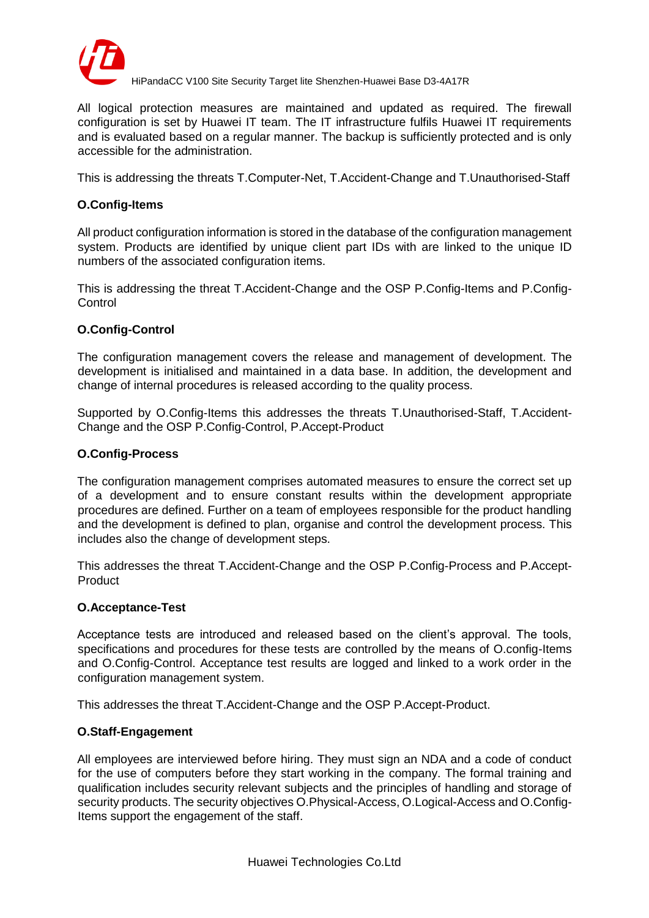All logical protection measures are maintained and updated as required. The firewall configuration is set by Huawei IT team. The IT infrastructure fulfils Huawei IT requirements and is evaluated based on a regular manner. The backup is sufficiently protected and is only accessible for the administration.

This is addressing the threats T.Computer-Net, T.Accident-Change and T.Unauthorised-Staff

**O.Config-Items**

All product configuration information is stored in the database of the configuration management system. Products are identified by unique client part IDs with are linked to the unique ID numbers of the associated configuration items.

This is addressing the threat T.Accident-Change and the OSP P.Config-Items and P.Config-Control

**O.Config-Control**

The configuration management covers the release and management of development. The development is initialised and maintained in a data base. In addition, the development and change of internal procedures is released according to the quality process.

Supported by O.Config-Items this addresses the threats T.Unauthorised-Staff, T.Accident-Change and the OSP P.Config-Control, P.Accept-Product

**O.Config-Process**

The configuration management comprises automated measures to ensure the correct set up of a development and to ensure constant results within the development appropriate procedures are defined. Further on a team of employees responsible for the product handling and the development is defined to plan, organise and control the development process. This includes also the change of development steps.

This addresses the threat T.Accident-Change and the OSP P.Config-Process and P.Accept-Product

**O.Acceptance-Test**

Acceptance tests are introduced and released based on the client's approval. The tools, specifications and procedures for these tests are controlled by the means of O.config-Items and O.Config-Control. Acceptance test results are logged and linked to a work order in the configuration management system.

This addresses the threat T.Accident-Change and the OSP P.Accept-Product.

**O.Staff-Engagement**

All employees are interviewed before hiring. They must sign an NDA and a code of conduct for the use of computers before they start working in the company. The formal training and qualification includes security relevant subjects and the principles of handling and storage of security products. The security objectives O.Physical-Access, O.Logical-Access and O.Config-Items support the engagement of the staff.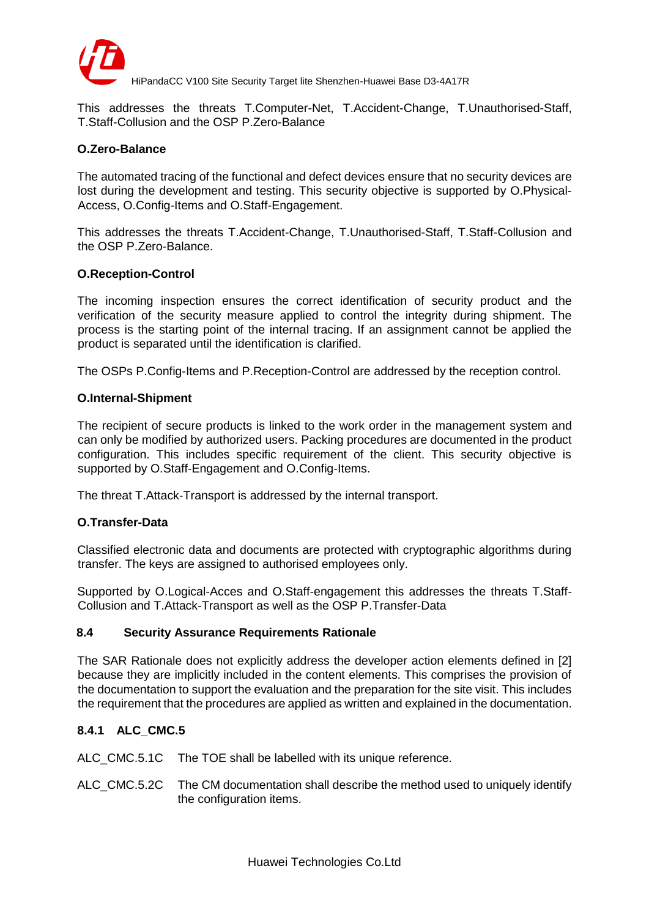This addresses the threats T.Computer-Net, T.Accident-Change, T.Unauthorised-Staff, T.Staff-Collusion and the OSP P.Zero-Balance

**O.Zero-Balance**

The automated tracing of the functional and defect devices ensure that no security devices are lost during the development and testing. This security objective is supported by O.Physical-Access, O.Config-Items and O.Staff-Engagement.

This addresses the threats T.Accident-Change, T.Unauthorised-Staff, T.Staff-Collusion and the OSP P.Zero-Balance.

**O.Reception-Control**

The incoming inspection ensures the correct identification of security product and the verification of the security measure applied to control the integrity during shipment. The process is the starting point of the internal tracing. If an assignment cannot be applied the product is separated until the identification is clarified.

The OSPs P.Config-Items and P.Reception-Control are addressed by the reception control.

**O.Internal-Shipment**

The recipient of secure products is linked to the work order in the management system and can only be modified by authorized users. Packing procedures are documented in the product configuration. This includes specific requirement of the client. This security objective is supported by O.Staff-Engagement and O.Config-Items.

The threat T.Attack-Transport is addressed by the internal transport.

**O.Transfer-Data**

Classified electronic data and documents are protected with cryptographic algorithms during transfer. The keys are assigned to authorised employees only.

Supported by O.Logical-Acces and O.Staff-engagement this addresses the threats T.Staff-Collusion and T.Attack-Transport as well as the OSP P.Transfer-Data

## 8.4 Security Assurance Requirements Rationale

The SAR Rationale does not explicitly address the developer action elements defined in [2] because they are implicitly included in the content elements. This comprises the provision of the documentation to support the evaluation and the preparation for the site visit. This includes the requirement that the procedures are applied as written and explained in the documentation.

### 8.4.1 ALC_CMC.5

ALC_CMC.5.1C The TOE shall be labelled with its unique reference.

ALC_CMC.5.2C The CM documentation shall describe the method used to uniquely identify the configuration items.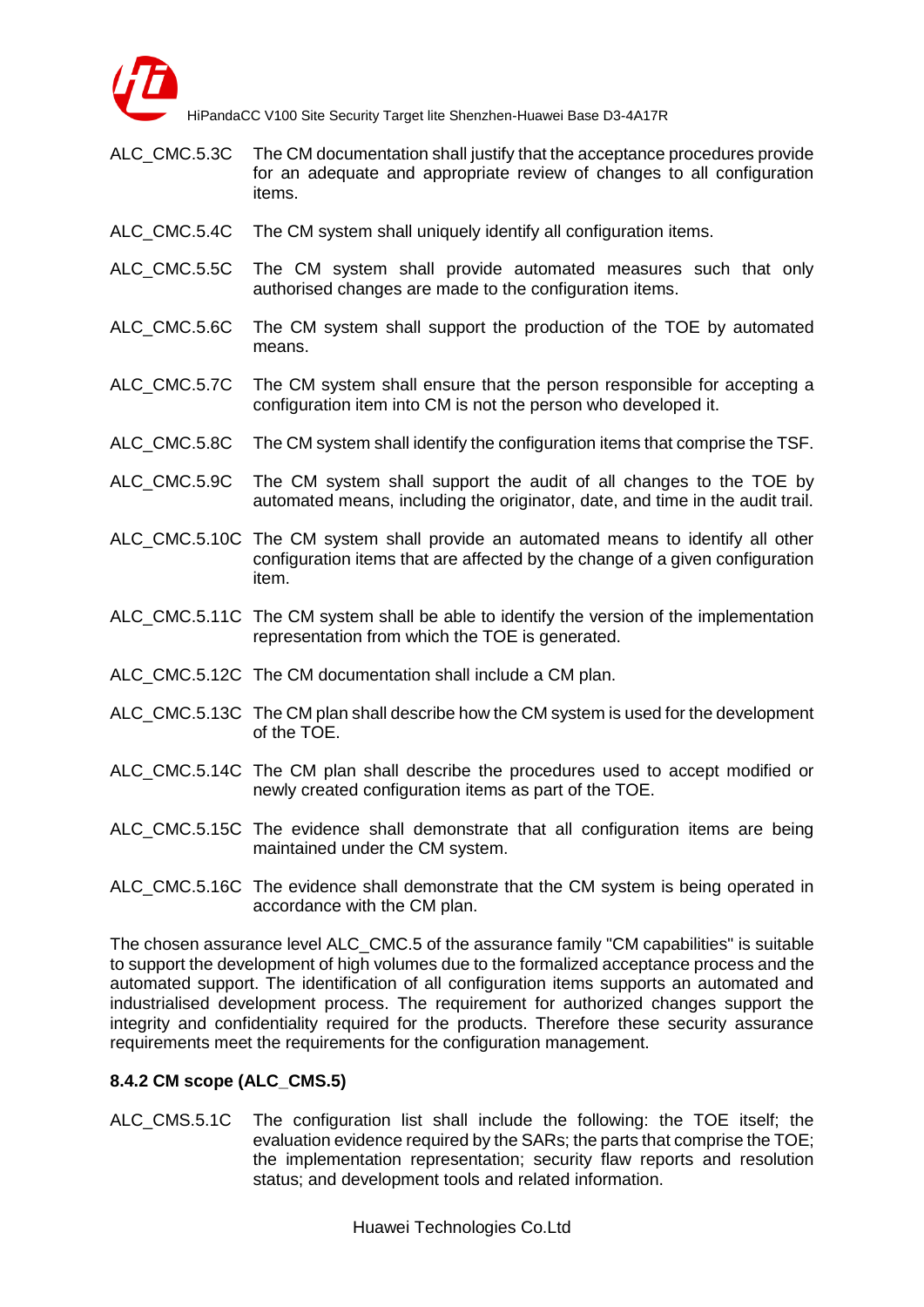ALC_CMC.5.3C The CM documentation shall justify that the acceptance procedures provide for an adequate and appropriate review of changes to all configuration items.

ALC_CMC.5.4C The CM system shall uniquely identify all configuration items.

ALC_CMC.5.5C The CM system shall provide automated measures such that only authorised changes are made to the configuration items.

ALC_CMC.5.6C The CM system shall support the production of the TOE by automated means.

ALC_CMC.5.7C The CM system shall ensure that the person responsible for accepting a configuration item into CM is not the person who developed it.

ALC_CMC.5.8C The CM system shall identify the configuration items that comprise the TSF.

ALC_CMC.5.9C The CM system shall support the audit of all changes to the TOE by automated means, including the originator, date, and time in the audit trail.

ALC_CMC.5.10C The CM system shall provide an automated means to identify all other configuration items that are affected by the change of a given configuration item.

ALC_CMC.5.11C The CM system shall be able to identify the version of the implementation representation from which the TOE is generated.

ALC_CMC.5.12C The CM documentation shall include a CM plan.

ALC_CMC.5.13C The CM plan shall describe how the CM system is used for the development of the TOE.

ALC_CMC.5.14C The CM plan shall describe the procedures used to accept modified or newly created configuration items as part of the TOE.

ALC_CMC.5.15C The evidence shall demonstrate that all configuration items are being maintained under the CM system.

ALC_CMC.5.16C The evidence shall demonstrate that the CM system is being operated in accordance with the CM plan.

The chosen assurance level ALC_CMC.5 of the assurance family "CM capabilities" is suitable to support the development of high volumes due to the formalized acceptance process and the automated support. The identification of all configuration items supports an automated and industrialised development process. The requirement for authorized changes support the integrity and confidentiality required for the products. Therefore these security assurance requirements meet the requirements for the configuration management.

### 8.4.2 CM scope (ALC_CMS.5)

ALC_CMS.5.1C The configuration list shall include the following: the TOE itself; the evaluation evidence required by the SARs; the parts that comprise the TOE; the implementation representation; security flaw reports and resolution status; and development tools and related information.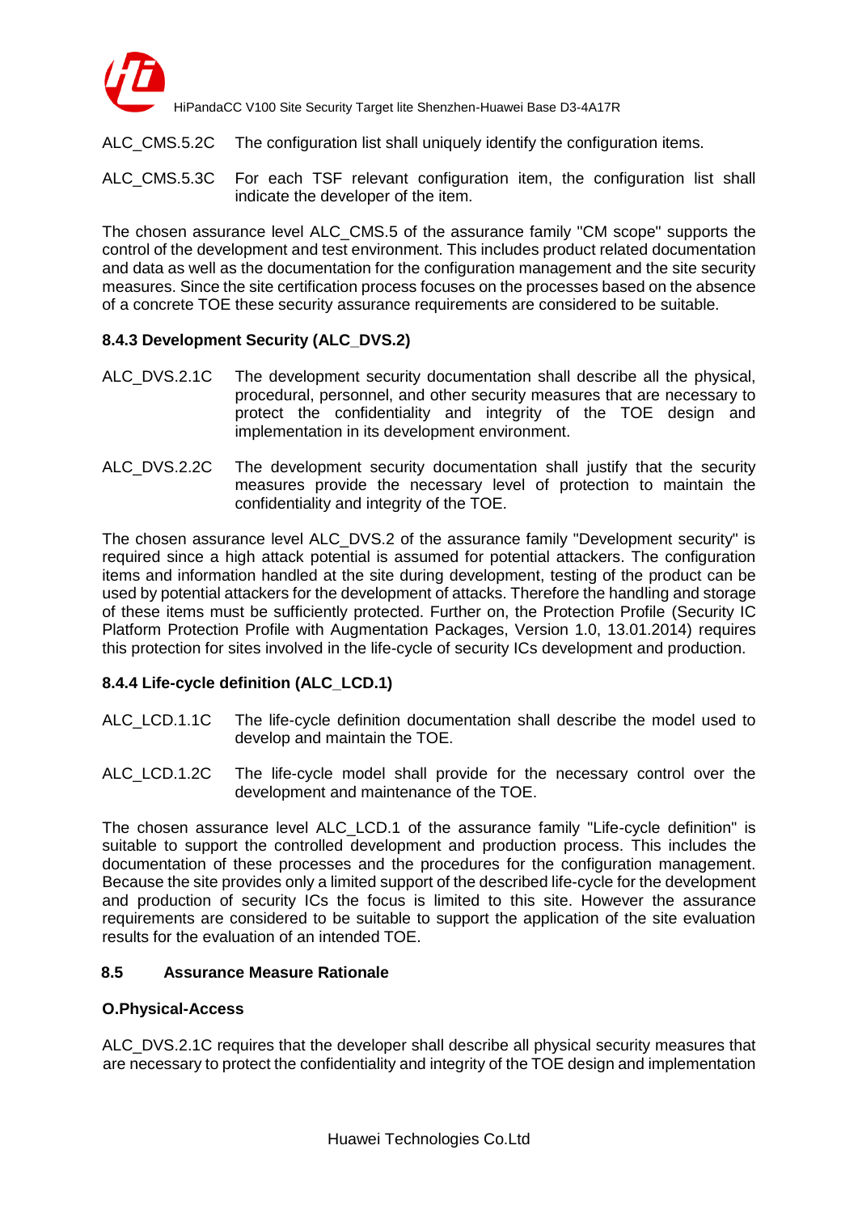ALC_CMS.5.2C The configuration list shall uniquely identify the configuration items.

ALC_CMS.5.3C For each TSF relevant configuration item, the configuration list shall indicate the developer of the item.

The chosen assurance level ALC_CMS.5 of the assurance family "CM scope" supports the control of the development and test environment. This includes product related documentation and data as well as the documentation for the configuration management and the site security measures. Since the site certification process focuses on the processes based on the absence of a concrete TOE these security assurance requirements are considered to be suitable.

### 8.4.3 Development Security (ALC_DVS.2)

ALC_DVS.2.1C The development security documentation shall describe all the physical, procedural, personnel, and other security measures that are necessary to protect the confidentiality and integrity of the TOE design and implementation in its development environment.

ALC_DVS.2.2C The development security documentation shall justify that the security measures provide the necessary level of protection to maintain the confidentiality and integrity of the TOE.

The chosen assurance level ALC_DVS.2 of the assurance family "Development security" is required since a high attack potential is assumed for potential attackers. The configuration items and information handled at the site during development, testing of the product can be used by potential attackers for the development of attacks. Therefore the handling and storage of these items must be sufficiently protected. Further on, the Protection Profile (Security IC Platform Protection Profile with Augmentation Packages, Version 1.0, 13.01.2014) requires this protection for sites involved in the life-cycle of security ICs development and production.

### 8.4.4 Life-cycle definition (ALC_LCD.1)

ALC_LCD.1.1C The life-cycle definition documentation shall describe the model used to develop and maintain the TOE.

ALC_LCD.1.2C The life-cycle model shall provide for the necessary control over the development and maintenance of the TOE.

The chosen assurance level ALC_LCD.1 of the assurance family "Life-cycle definition" is suitable to support the controlled development and production process. This includes the documentation of these processes and the procedures for the configuration management. Because the site provides only a limited support of the described life-cycle for the development and production of security ICs the focus is limited to this site. However the assurance requirements are considered to be suitable to support the application of the site evaluation results for the evaluation of an intended TOE.

## 8.5 Assurance Measure Rationale

**O.Physical-Access**

ALC_DVS.2.1C requires that the developer shall describe all physical security measures that are necessary to protect the confidentiality and integrity of the TOE design and implementation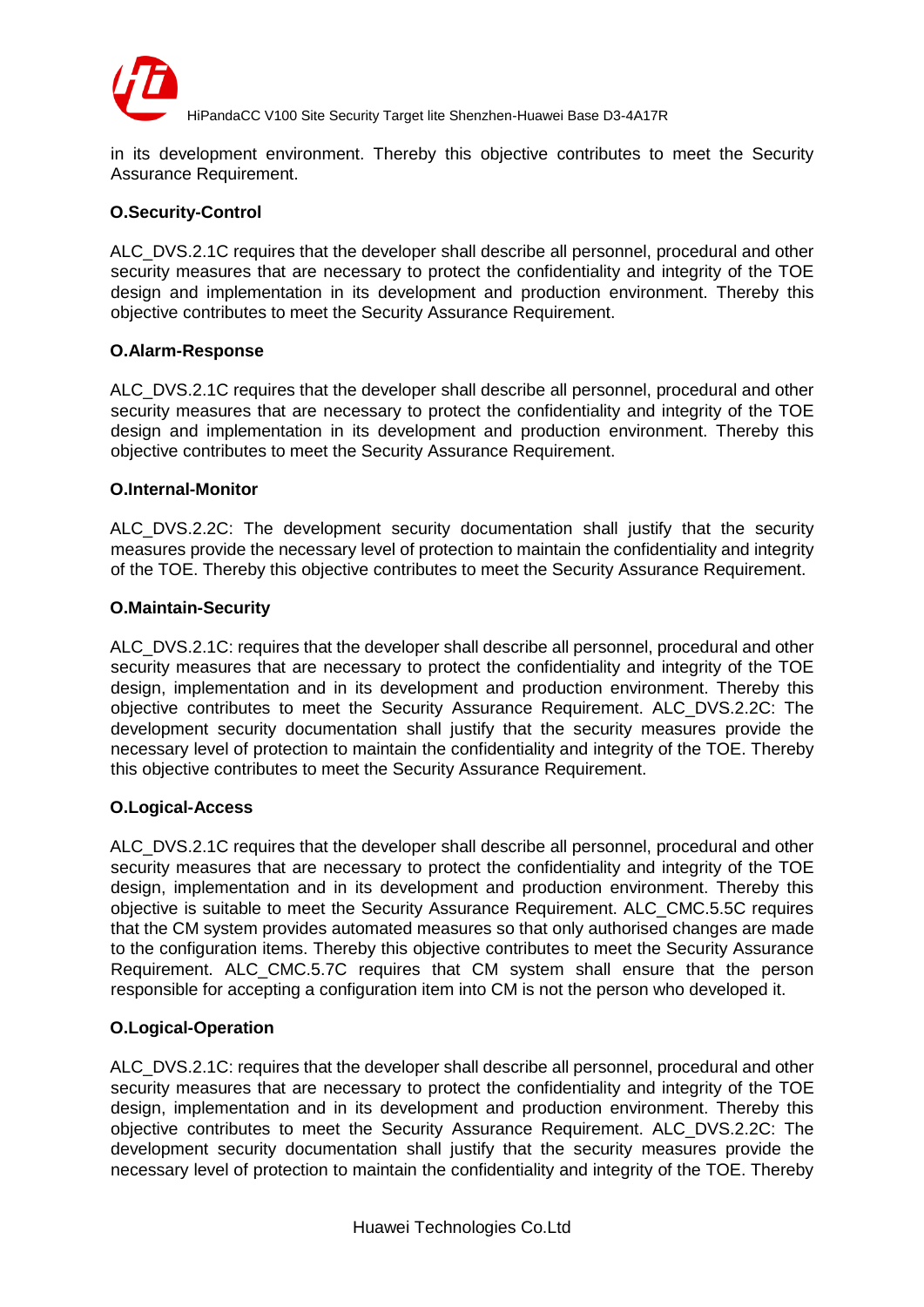in its development environment. Thereby this objective contributes to meet the Security Assurance Requirement.

**O.Security-Control**

ALC_DVS.2.1C requires that the developer shall describe all personnel, procedural and other security measures that are necessary to protect the confidentiality and integrity of the TOE design and implementation in its development and production environment. Thereby this objective contributes to meet the Security Assurance Requirement.

**O.Alarm-Response**

ALC_DVS.2.1C requires that the developer shall describe all personnel, procedural and other security measures that are necessary to protect the confidentiality and integrity of the TOE design and implementation in its development and production environment. Thereby this objective contributes to meet the Security Assurance Requirement.

**O.Internal-Monitor**

ALC_DVS.2.2C: The development security documentation shall justify that the security measures provide the necessary level of protection to maintain the confidentiality and integrity of the TOE. Thereby this objective contributes to meet the Security Assurance Requirement.

**O.Maintain-Security**

ALC_DVS.2.1C: requires that the developer shall describe all personnel, procedural and other security measures that are necessary to protect the confidentiality and integrity of the TOE design, implementation and in its development and production environment. Thereby this objective contributes to meet the Security Assurance Requirement. ALC_DVS.2.2C: The development security documentation shall justify that the security measures provide the necessary level of protection to maintain the confidentiality and integrity of the TOE. Thereby this objective contributes to meet the Security Assurance Requirement.

**O.Logical-Access**

ALC_DVS.2.1C requires that the developer shall describe all personnel, procedural and other security measures that are necessary to protect the confidentiality and integrity of the TOE design, implementation and in its development and production environment. Thereby this objective is suitable to meet the Security Assurance Requirement. ALC_CMC.5.5C requires that the CM system provides automated measures so that only authorised changes are made to the configuration items. Thereby this objective contributes to meet the Security Assurance Requirement. ALC_CMC.5.7C requires that CM system shall ensure that the person responsible for accepting a configuration item into CM is not the person who developed it.

**O.Logical-Operation**

ALC_DVS.2.1C: requires that the developer shall describe all personnel, procedural and other security measures that are necessary to protect the confidentiality and integrity of the TOE design, implementation and in its development and production environment. Thereby this objective contributes to meet the Security Assurance Requirement. ALC_DVS.2.2C: The development security documentation shall justify that the security measures provide the necessary level of protection to maintain the confidentiality and integrity of the TOE. Thereby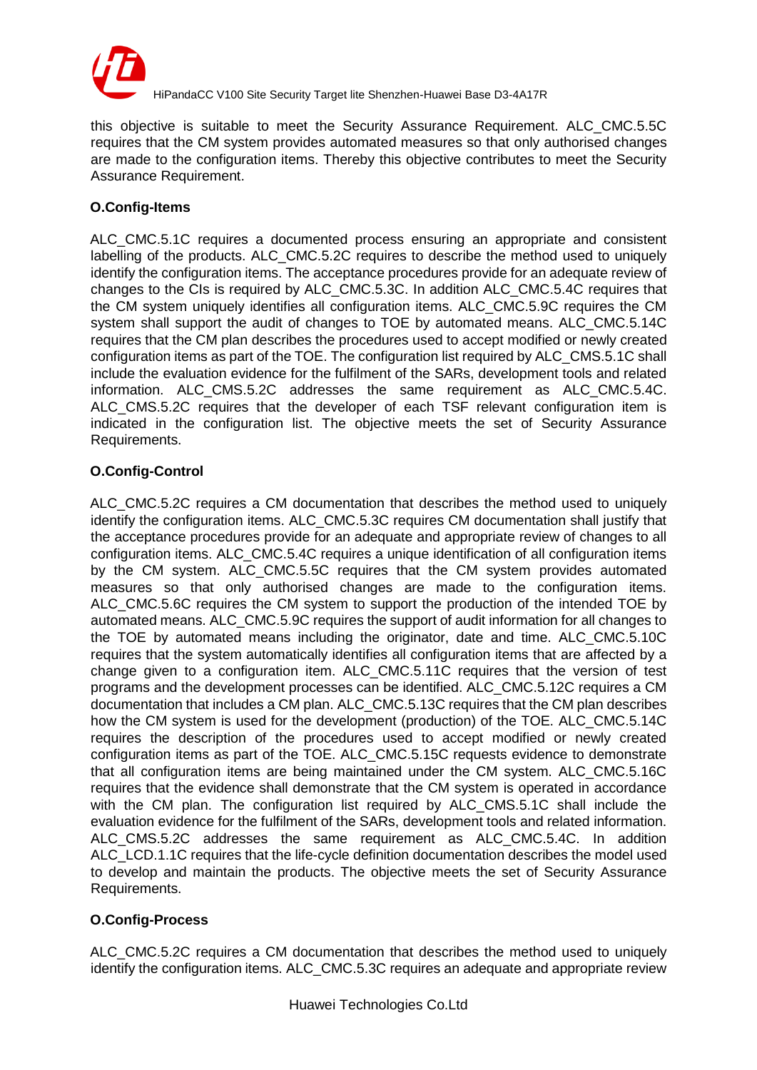this objective is suitable to meet the Security Assurance Requirement. ALC_CMC.5.5C requires that the CM system provides automated measures so that only authorised changes are made to the configuration items. Thereby this objective contributes to meet the Security Assurance Requirement.

**O.Config-Items**

ALC_CMC.5.1C requires a documented process ensuring an appropriate and consistent labelling of the products. ALC_CMC.5.2C requires to describe the method used to uniquely identify the configuration items. The acceptance procedures provide for an adequate review of changes to the CIs is required by ALC_CMC.5.3C. In addition ALC_CMC.5.4C requires that the CM system uniquely identifies all configuration items. ALC_CMC.5.9C requires the CM system shall support the audit of changes to TOE by automated means. ALC_CMC.5.14C requires that the CM plan describes the procedures used to accept modified or newly created configuration items as part of the TOE. The configuration list required by ALC_CMS.5.1C shall include the evaluation evidence for the fulfilment of the SARs, development tools and related information. ALC_CMS.5.2C addresses the same requirement as ALC_CMC.5.4C. ALC_CMS.5.2C requires that the developer of each TSF relevant configuration item is indicated in the configuration list. The objective meets the set of Security Assurance Requirements.

**O.Config-Control**

ALC_CMC.5.2C requires a CM documentation that describes the method used to uniquely identify the configuration items. ALC_CMC.5.3C requires CM documentation shall justify that the acceptance procedures provide for an adequate and appropriate review of changes to all configuration items. ALC_CMC.5.4C requires a unique identification of all configuration items by the CM system. ALC_CMC.5.5C requires that the CM system provides automated measures so that only authorised changes are made to the configuration items. ALC_CMC.5.6C requires the CM system to support the production of the intended TOE by automated means. ALC_CMC.5.9C requires the support of audit information for all changes to the TOE by automated means including the originator, date and time. ALC_CMC.5.10C requires that the system automatically identifies all configuration items that are affected by a change given to a configuration item. ALC_CMC.5.11C requires that the version of test programs and the development processes can be identified. ALC_CMC.5.12C requires a CM documentation that includes a CM plan. ALC_CMC.5.13C requires that the CM plan describes how the CM system is used for the development (production) of the TOE. ALC_CMC.5.14C requires the description of the procedures used to accept modified or newly created configuration items as part of the TOE. ALC_CMC.5.15C requests evidence to demonstrate that all configuration items are being maintained under the CM system. ALC_CMC.5.16C requires that the evidence shall demonstrate that the CM system is operated in accordance with the CM plan. The configuration list required by ALC_CMS.5.1C shall include the evaluation evidence for the fulfilment of the SARs, development tools and related information. ALC_CMS.5.2C addresses the same requirement as ALC_CMC.5.4C. In addition ALC_LCD.1.1C requires that the life-cycle definition documentation describes the model used to develop and maintain the products. The objective meets the set of Security Assurance Requirements.

**O.Config-Process**

ALC_CMC.5.2C requires a CM documentation that describes the method used to uniquely identify the configuration items. ALC_CMC.5.3C requires an adequate and appropriate review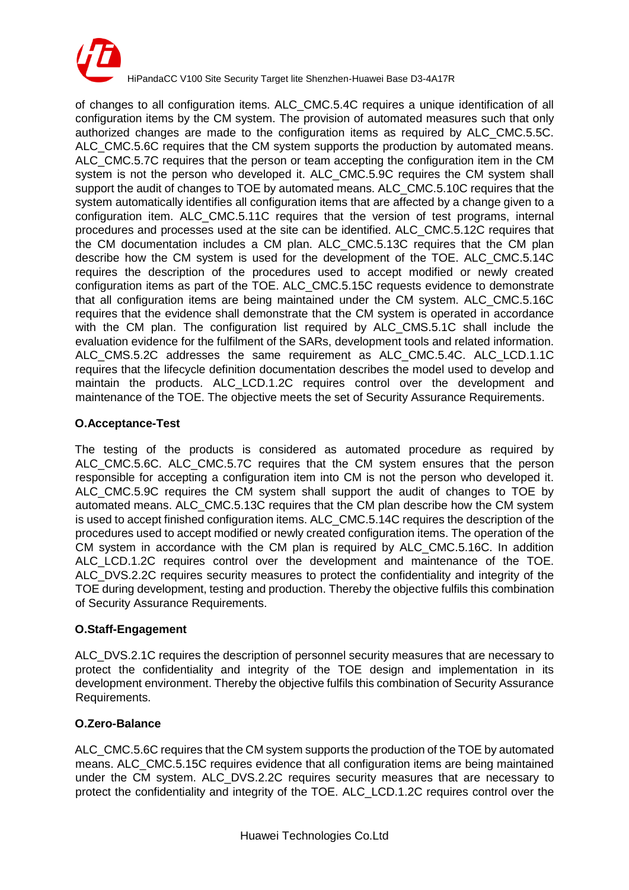of changes to all configuration items. ALC_CMC.5.4C requires a unique identification of all configuration items by the CM system. The provision of automated measures such that only authorized changes are made to the configuration items as required by ALC_CMC.5.5C. ALC_CMC.5.6C requires that the CM system supports the production by automated means. ALC_CMC.5.7C requires that the person or team accepting the configuration item in the CM system is not the person who developed it. ALC_CMC.5.9C requires the CM system shall support the audit of changes to TOE by automated means. ALC_CMC.5.10C requires that the system automatically identifies all configuration items that are affected by a change given to a configuration item. ALC_CMC.5.11C requires that the version of test programs, internal procedures and processes used at the site can be identified. ALC_CMC.5.12C requires that the CM documentation includes a CM plan. ALC_CMC.5.13C requires that the CM plan describe how the CM system is used for the development of the TOE. ALC_CMC.5.14C requires the description of the procedures used to accept modified or newly created configuration items as part of the TOE. ALC_CMC.5.15C requests evidence to demonstrate that all configuration items are being maintained under the CM system. ALC_CMC.5.16C requires that the evidence shall demonstrate that the CM system is operated in accordance with the CM plan. The configuration list required by ALC_CMS.5.1C shall include the evaluation evidence for the fulfilment of the SARs, development tools and related information. ALC_CMS.5.2C addresses the same requirement as ALC_CMC.5.4C. ALC_LCD.1.1C requires that the lifecycle definition documentation describes the model used to develop and maintain the products. ALC_LCD.1.2C requires control over the development and maintenance of the TOE. The objective meets the set of Security Assurance Requirements.

**O.Acceptance-Test**

The testing of the products is considered as automated procedure as required by ALC_CMC.5.6C. ALC_CMC.5.7C requires that the CM system ensures that the person responsible for accepting a configuration item into CM is not the person who developed it. ALC_CMC.5.9C requires the CM system shall support the audit of changes to TOE by automated means. ALC_CMC.5.13C requires that the CM plan describe how the CM system is used to accept finished configuration items. ALC_CMC.5.14C requires the description of the procedures used to accept modified or newly created configuration items. The operation of the CM system in accordance with the CM plan is required by ALC_CMC.5.16C. In addition ALC_LCD.1.2C requires control over the development and maintenance of the TOE. ALC_DVS.2.2C requires security measures to protect the confidentiality and integrity of the TOE during development, testing and production. Thereby the objective fulfils this combination of Security Assurance Requirements.

**O.Staff-Engagement**

ALC_DVS.2.1C requires the description of personnel security measures that are necessary to protect the confidentiality and integrity of the TOE design and implementation in its development environment. Thereby the objective fulfils this combination of Security Assurance Requirements.

**O.Zero-Balance**

ALC_CMC.5.6C requires that the CM system supports the production of the TOE by automated means. ALC_CMC.5.15C requires evidence that all configuration items are being maintained under the CM system. ALC_DVS.2.2C requires security measures that are necessary to protect the confidentiality and integrity of the TOE. ALC_LCD.1.2C requires control over the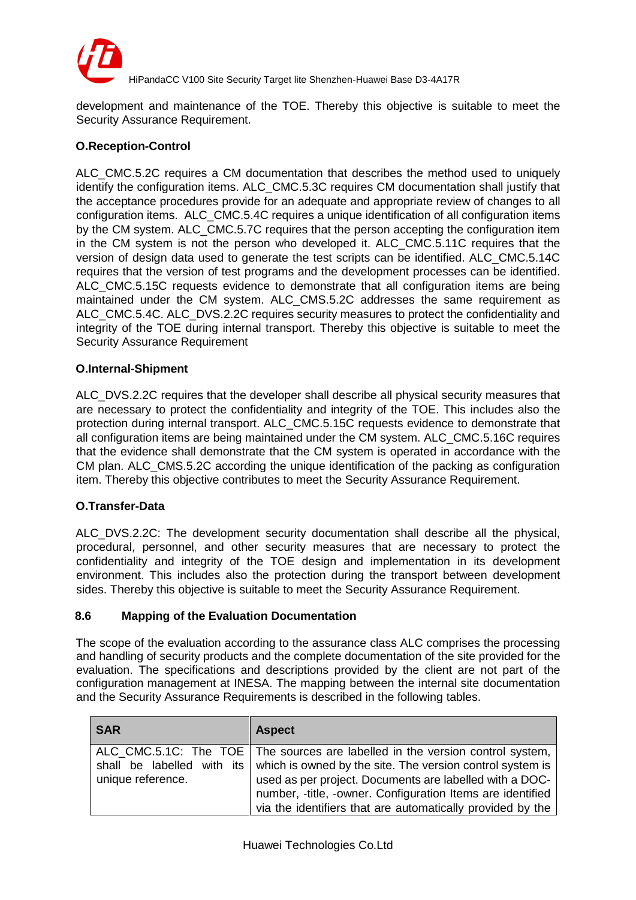development and maintenance of the TOE. Thereby this objective is suitable to meet the Security Assurance Requirement.

**O.Reception-Control**

ALC_CMC.5.2C requires a CM documentation that describes the method used to uniquely identify the configuration items. ALC_CMC.5.3C requires CM documentation shall justify that the acceptance procedures provide for an adequate and appropriate review of changes to all configuration items. ALC_CMC.5.4C requires a unique identification of all configuration items by the CM system. ALC_CMC.5.7C requires that the person accepting the configuration item in the CM system is not the person who developed it. ALC_CMC.5.11C requires that the version of design data used to generate the test scripts can be identified. ALC_CMC.5.14C requires that the version of test programs and the development processes can be identified. ALC_CMC.5.15C requests evidence to demonstrate that all configuration items are being maintained under the CM system. ALC_CMS.5.2C addresses the same requirement as ALC_CMC.5.4C. ALC_DVS.2.2C requires security measures to protect the confidentiality and integrity of the TOE during internal transport. Thereby this objective is suitable to meet the Security Assurance Requirement

**O.Internal-Shipment**

ALC_DVS.2.2C requires that the developer shall describe all physical security measures that are necessary to protect the confidentiality and integrity of the TOE. This includes also the protection during internal transport. ALC_CMC.5.15C requests evidence to demonstrate that all configuration items are being maintained under the CM system. ALC_CMC.5.16C requires that the evidence shall demonstrate that the CM system is operated in accordance with the CM plan. ALC_CMS.5.2C according the unique identification of the packing as configuration item. Thereby this objective contributes to meet the Security Assurance Requirement.

**O.Transfer-Data**

ALC_DVS.2.2C: The development security documentation shall describe all the physical, procedural, personnel, and other security measures that are necessary to protect the confidentiality and integrity of the TOE design and implementation in its development environment. This includes also the protection during the transport between development sides. Thereby this objective is suitable to meet the Security Assurance Requirement.

## 8.6 Mapping of the Evaluation Documentation

The scope of the evaluation according to the assurance class ALC comprises the processing and handling of security products and the complete documentation of the site provided for the evaluation. The specifications and descriptions provided by the client are not part of the configuration management at INESA. The mapping between the internal site documentation and the Security Assurance Requirements is described in the following tables.

| SAR | Aspect |
|---|---|
| ALC_CMC.5.1C: The TOE shall be labelled with its unique reference. | The sources are labelled in the version control system, which is owned by the site. The version control system is used as per project. Documents are labelled with a DOC-number, -title, -owner. Configuration Items are identified via the identifiers that are automatically provided by the |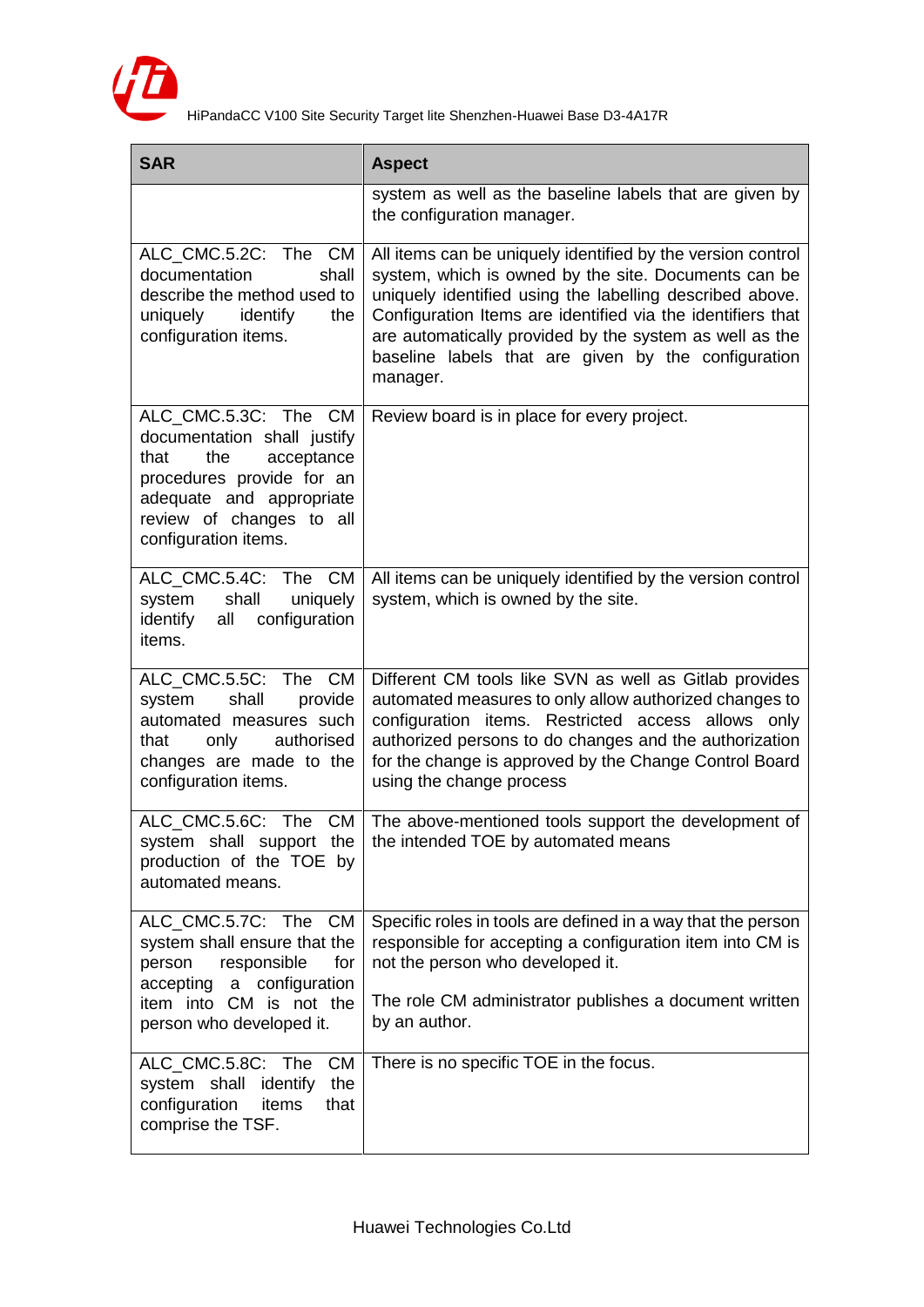| SAR | Aspect |
|---|---|
| | system as well as the baseline labels that are given by the configuration manager. |
| ALC_CMC.5.2C: The CM documentation shall describe the method used to uniquely identify the configuration items. | All items can be uniquely identified by the version control system, which is owned by the site. Documents can be uniquely identified using the labelling described above. Configuration Items are identified via the identifiers that are automatically provided by the system as well as the baseline labels that are given by the configuration manager. |
| ALC_CMC.5.3C: The CM documentation shall justify that the acceptance procedures provide for an adequate and appropriate review of changes to all configuration items. | Review board is in place for every project. |
| ALC_CMC.5.4C: The CM system shall uniquely identify all configuration items. | All items can be uniquely identified by the version control system, which is owned by the site. |
| ALC_CMC.5.5C: The CM system shall provide automated measures such that only authorised changes are made to the configuration items. | Different CM tools like SVN as well as Gitlab provides automated measures to only allow authorized changes to configuration items. Restricted access allows only authorized persons to do changes and the authorization for the change is approved by the Change Control Board using the change process |
| ALC_CMC.5.6C: The CM system shall support the production of the TOE by automated means. | The above-mentioned tools support the development of the intended TOE by automated means |
| ALC_CMC.5.7C: The CM system shall ensure that the person responsible for accepting a configuration item into CM is not the person who developed it. | Specific roles in tools are defined in a way that the person responsible for accepting a configuration item into CM is not the person who developed it.<br><br>The role CM administrator publishes a document written by an author. |
| ALC_CMC.5.8C: The CM system shall identify the configuration items that comprise the TSF. | There is no specific TOE in the focus. |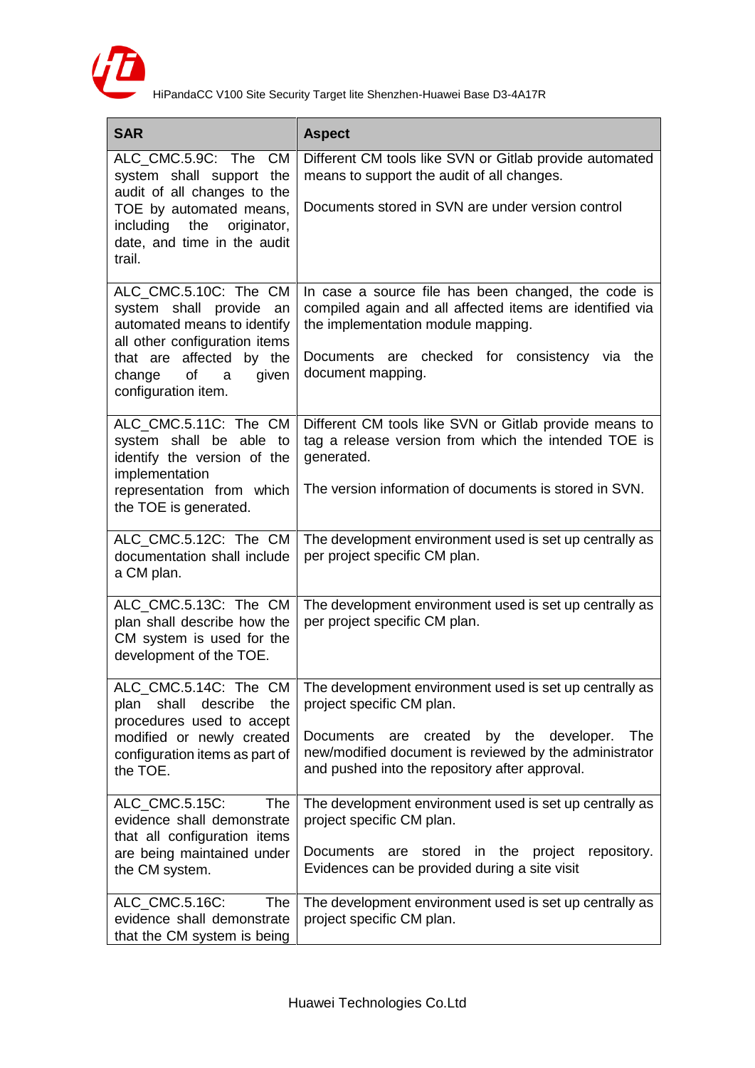| SAR | Aspect |
|---|---|
| ALC_CMC.5.9C: The CM system shall support the audit of all changes to the TOE by automated means, including the originator, date, and time in the audit trail. | Different CM tools like SVN or Gitlab provide automated means to support the audit of all changes.<br><br>Documents stored in SVN are under version control |
| ALC_CMC.5.10C: The CM system shall provide an automated means to identify all other configuration items that are affected by the change of a given configuration item. | In case a source file has been changed, the code is compiled again and all affected items are identified via the implementation module mapping.<br><br>Documents are checked for consistency via the document mapping. |
| ALC_CMC.5.11C: The CM system shall be able to identify the version of the implementation representation from which the TOE is generated. | Different CM tools like SVN or Gitlab provide means to tag a release version from which the intended TOE is generated.<br><br>The version information of documents is stored in SVN. |
| ALC_CMC.5.12C: The CM documentation shall include a CM plan. | The development environment used is set up centrally as per project specific CM plan. |
| ALC_CMC.5.13C: The CM plan shall describe how the CM system is used for the development of the TOE. | The development environment used is set up centrally as per project specific CM plan. |
| ALC_CMC.5.14C: The CM plan shall describe the procedures used to accept modified or newly created configuration items as part of the TOE. | The development environment used is set up centrally as project specific CM plan.<br><br>Documents are created by the developer. The new/modified document is reviewed by the administrator and pushed into the repository after approval. |
| ALC_CMC.5.15C: The evidence shall demonstrate that all configuration items are being maintained under the CM system. | The development environment used is set up centrally as project specific CM plan.<br><br>Documents are stored in the project repository. Evidences can be provided during a site visit |
| ALC_CMC.5.16C: The evidence shall demonstrate that the CM system is being | The development environment used is set up centrally as project specific CM plan. |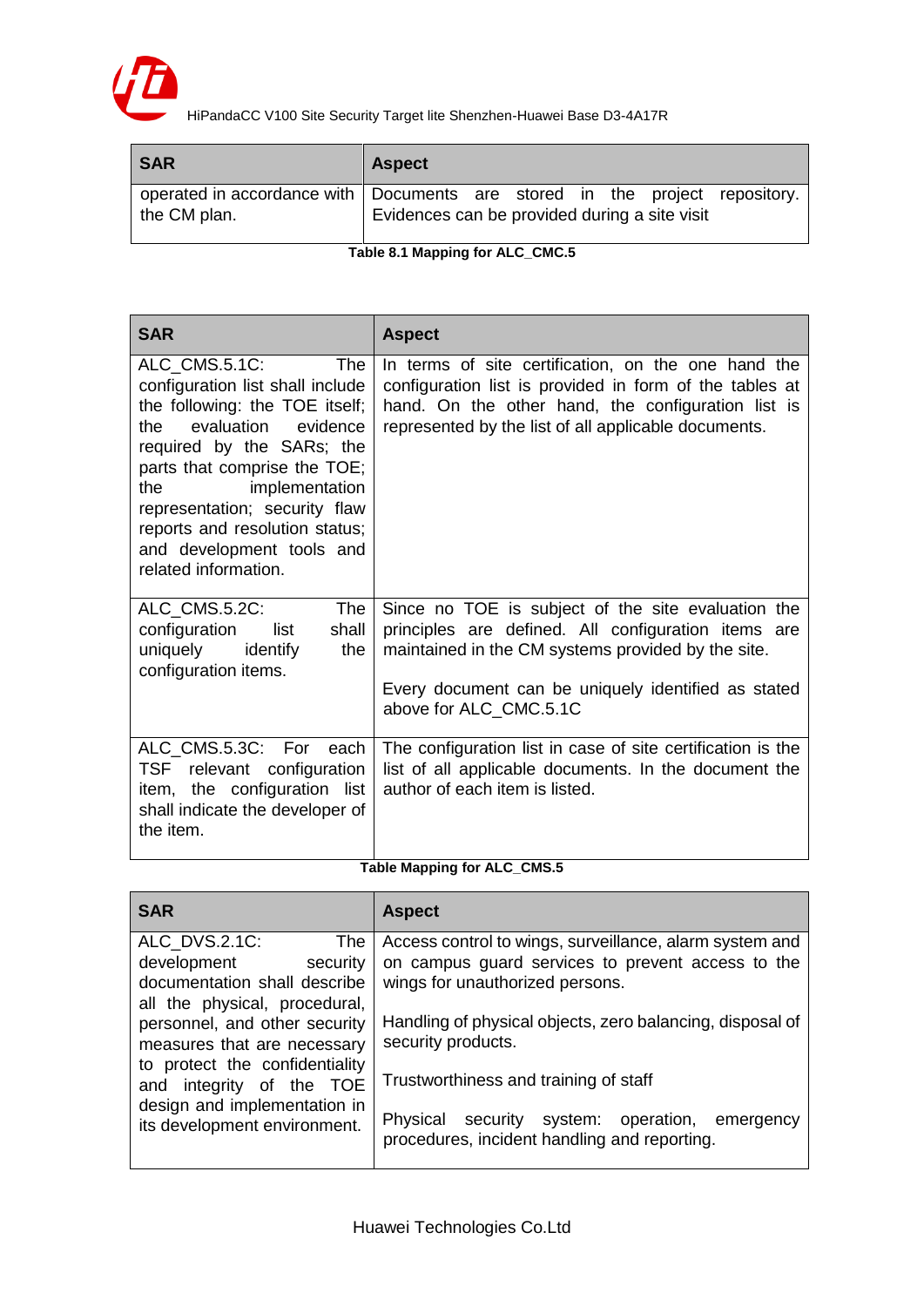| SAR | Aspect |
|---|---|
| operated in accordance with the CM plan. | Documents are stored in the project repository. Evidences can be provided during a site visit |

**Table 8.1 Mapping for ALC_CMC.5**

| SAR | Aspect |
|---|---|
| ALC_CMS.5.1C: The configuration list shall include the following: the TOE itself; the evaluation evidence required by the SARs; the parts that comprise the TOE; the implementation representation; security flaw reports and resolution status; and development tools and related information. | In terms of site certification, on the one hand the configuration list is provided in form of the tables at hand. On the other hand, the configuration list is represented by the list of all applicable documents. |
| ALC_CMS.5.2C: The configuration list shall uniquely identify the configuration items. | Since no TOE is subject of the site evaluation the principles are defined. All configuration items are maintained in the CM systems provided by the site.<br><br>Every document can be uniquely identified as stated above for ALC_CMC.5.1C |
| ALC_CMS.5.3C: For each TSF relevant configuration item, the configuration list shall indicate the developer of the item. | The configuration list in case of site certification is the list of all applicable documents. In the document the author of each item is listed. |

**Table Mapping for ALC_CMS.5**

| SAR | Aspect |
|---|---|
| ALC_DVS.2.1C: The development security documentation shall describe all the physical, procedural, personnel, and other security measures that are necessary to protect the confidentiality and integrity of the TOE design and implementation in its development environment. | Access control to wings, surveillance, alarm system and on campus guard services to prevent access to the wings for unauthorized persons.<br><br>Handling of physical objects, zero balancing, disposal of security products.<br><br>Trustworthiness and training of staff<br><br>Physical security system: operation, emergency procedures, incident handling and reporting. |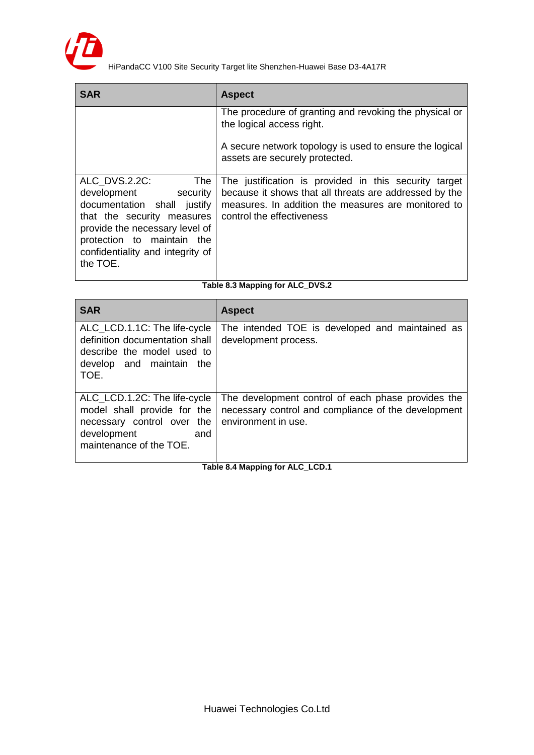| SAR | Aspect |
|---|---|
| | The procedure of granting and revoking the physical or the logical access right.<br><br>A secure network topology is used to ensure the logical assets are securely protected. |
| ALC_DVS.2.2C: The development security documentation shall justify that the security measures provide the necessary level of protection to maintain the confidentiality and integrity of the TOE. | The justification is provided in this security target because it shows that all threats are addressed by the measures. In addition the measures are monitored to control the effectiveness |

**Table 8.3 Mapping for ALC_DVS.2**

| SAR | Aspect |
|---|---|
| ALC_LCD.1.1C: The life-cycle definition documentation shall describe the model used to develop and maintain the TOE. | The intended TOE is developed and maintained as development process. |
| ALC_LCD.1.2C: The life-cycle model shall provide for the necessary control over the development and maintenance of the TOE. | The development control of each phase provides the necessary control and compliance of the development environment in use. |

**Table 8.4 Mapping for ALC_LCD.1**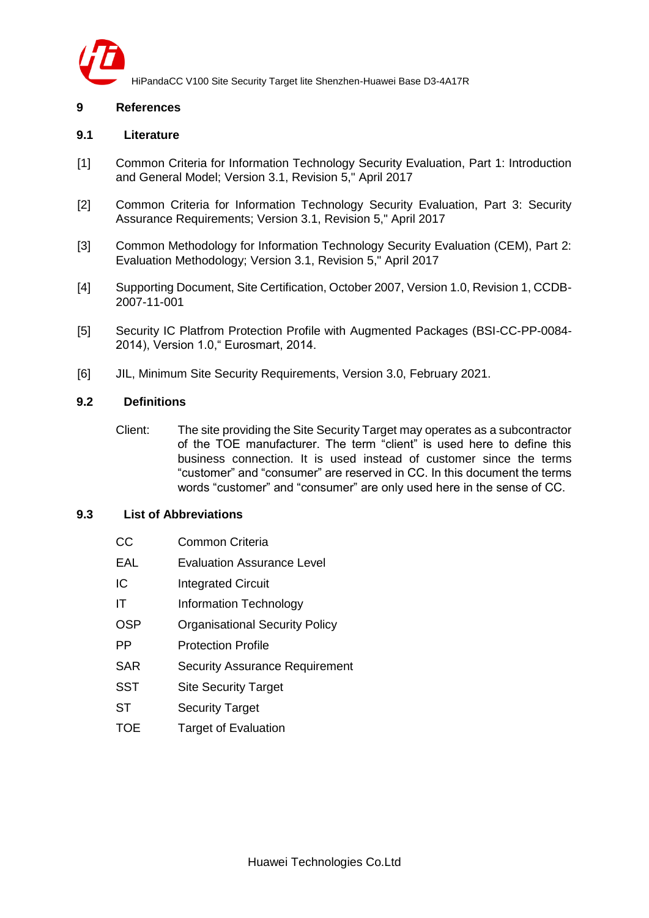# 9 References

## 9.1 Literature

[1] Common Criteria for Information Technology Security Evaluation, Part 1: Introduction and General Model; Version 3.1, Revision 5," April 2017

[2] Common Criteria for Information Technology Security Evaluation, Part 3: Security Assurance Requirements; Version 3.1, Revision 5," April 2017

[3] Common Methodology for Information Technology Security Evaluation (CEM), Part 2: Evaluation Methodology; Version 3.1, Revision 5," April 2017

[4] Supporting Document, Site Certification, October 2007, Version 1.0, Revision 1, CCDB-2007-11-001

[5] Security IC Platfrom Protection Profile with Augmented Packages (BSI-CC-PP-0084-2014), Version 1.0," Eurosmart, 2014.

[6] JIL, Minimum Site Security Requirements, Version 3.0, February 2021.

## 9.2 Definitions

Client: The site providing the Site Security Target may operates as a subcontractor of the TOE manufacturer. The term "client" is used here to define this business connection. It is used instead of customer since the terms "customer" and "consumer" are reserved in CC. In this document the terms words "customer" and "consumer" are only used here in the sense of CC.

## 9.3 List of Abbreviations

| | |
|---|---|
| CC | Common Criteria |
| EAL | Evaluation Assurance Level |
| IC | Integrated Circuit |
| IT | Information Technology |
| OSP | Organisational Security Policy |
| PP | Protection Profile |
| SAR | Security Assurance Requirement |
| SST | Site Security Target |
| ST | Security Target |
| TOE | Target of Evaluation |